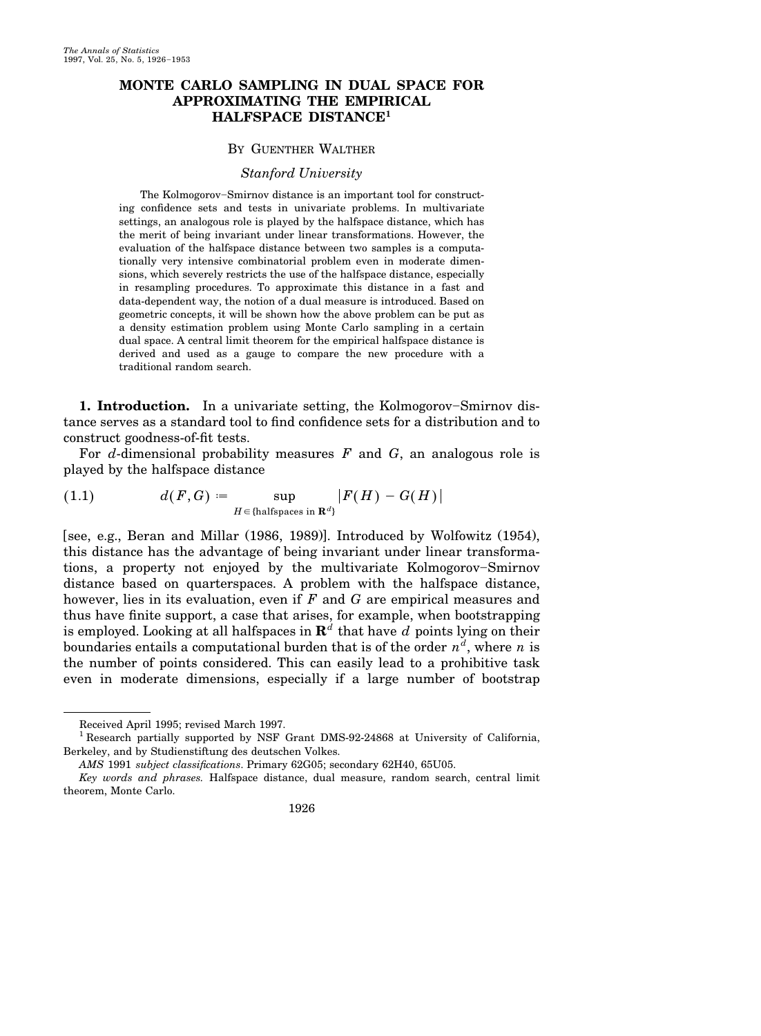# MONTE CARLO SAMPLING IN DUAL SPACE FOR APPROXIMATING THE EMPIRICAL HALFSPACE DISTANCE[1]

By Guenther Walther

*Stanford University*

The Kolmogorov–Smirnov distance is an important tool for constructing confidence sets and tests in univariate problems. In multivariate settings, an analogous role is played by the halfspace distance, which has the merit of being invariant under linear transformations. However, the evaluation of the halfspace distance between two samples is a computationally very intensive combinatorial problem even in moderate dimensions, which severely restricts the use of the halfspace distance, especially in resampling procedures. To approximate this distance in a fast and data-dependent way, the notion of a dual measure is introduced. Based on geometric concepts, it will be shown how the above problem can be put as a density estimation problem using Monte Carlo sampling in a certain dual space. A central limit theorem for the empirical halfspace distance is derived and used as a gauge to compare the new procedure with a traditional random search.

**1. Introduction.** In a univariate setting, the Kolmogorov–Smirnov distance serves as a standard tool to find confidence sets for a distribution and to construct goodness-of-fit tests.

For $d$-dimensional probability measures $F$ and $G$, an analogous role is played by the halfspace distance

$$d(F, G) := \sup_{H \in \{\text{halfspaces in } \mathbf{R}^d\}} |F(H) - G(H)| \tag{1.1}$$

[see, e.g., Beran and Millar (1986, 1989)]. Introduced by Wolfowitz (1954), this distance has the advantage of being invariant under linear transformations, a property not enjoyed by the multivariate Kolmogorov–Smirnov distance based on quarterspaces. A problem with the halfspace distance, however, lies in its evaluation, even if $F$ and $G$ are empirical measures and thus have finite support, a case that arises, for example, when bootstrapping is employed. Looking at all halfspaces in $\mathbf{R}^d$ that have $d$ points lying on their boundaries entails a computational burden that is of the order $n^d$, where $n$ is the number of points considered. This can easily lead to a prohibitive task even in moderate dimensions, especially if a large number of bootstrap

---

Received April 1995; revised March 1997.

[1] Research partially supported by NSF Grant DMS-92-24868 at University of California, Berkeley, and by Studienstiftung des deutschen Volkes.

*AMS* 1991 *subject classifications*. Primary 62G05; secondary 62H40, 65U05.

*Key words and phrases.* Halfspace distance, dual measure, random search, central limit theorem, Monte Carlo.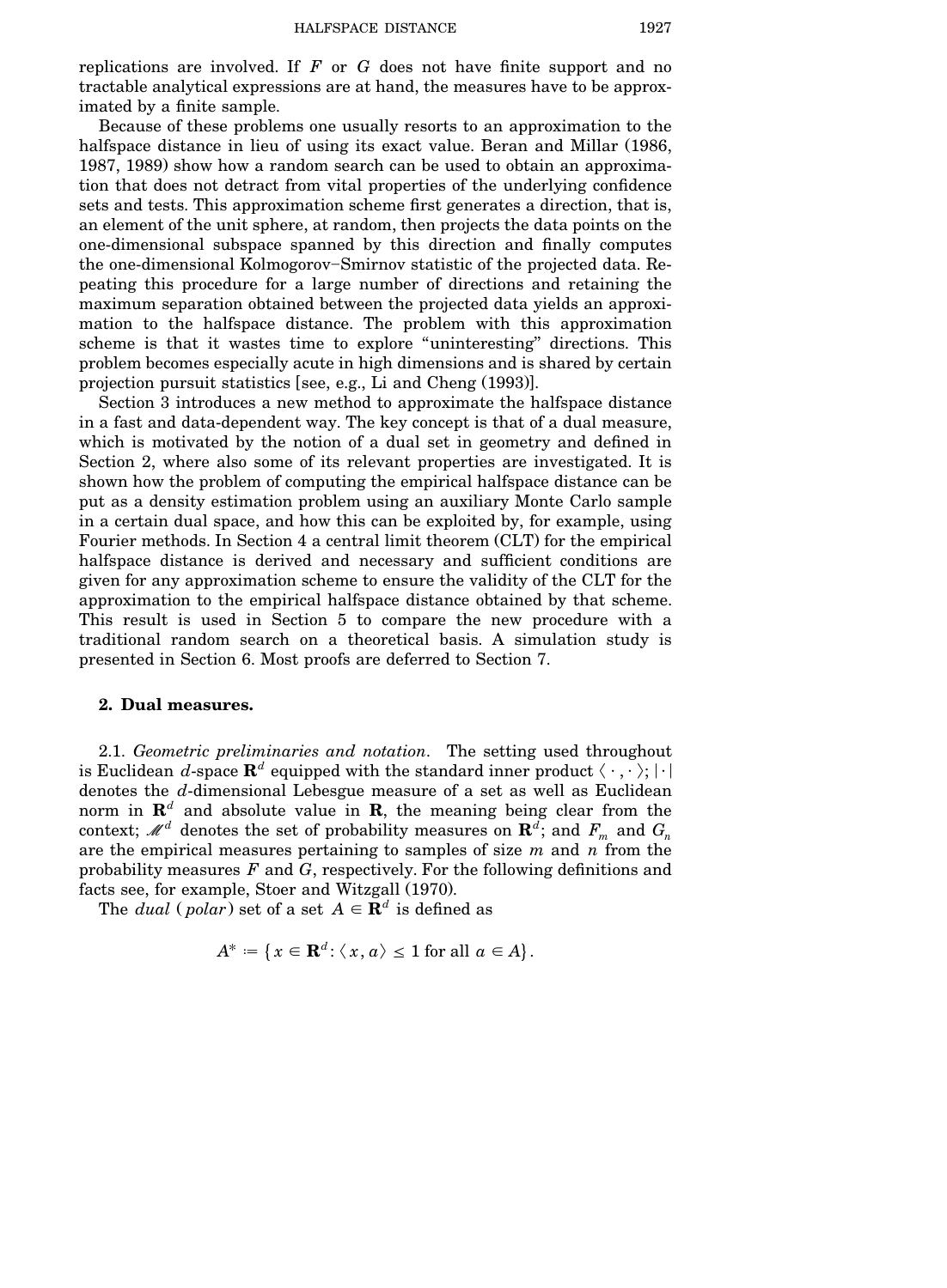replications are involved. If $F$ or $G$ does not have finite support and no tractable analytical expressions are at hand, the measures have to be approximated by a finite sample.

Because of these problems one usually resorts to an approximation to the halfspace distance in lieu of using its exact value. Beran and Millar (1986, 1987, 1989) show how a random search can be used to obtain an approximation that does not detract from vital properties of the underlying confidence sets and tests. This approximation scheme first generates a direction, that is, an element of the unit sphere, at random, then projects the data points on the one-dimensional subspace spanned by this direction and finally computes the one-dimensional Kolmogorov–Smirnov statistic of the projected data. Repeating this procedure for a large number of directions and retaining the maximum separation obtained between the projected data yields an approximation to the halfspace distance. The problem with this approximation scheme is that it wastes time to explore "uninteresting" directions. This problem becomes especially acute in high dimensions and is shared by certain projection pursuit statistics [see, e.g., Li and Cheng (1993)].

Section 3 introduces a new method to approximate the halfspace distance in a fast and data-dependent way. The key concept is that of a dual measure, which is motivated by the notion of a dual set in geometry and defined in Section 2, where also some of its relevant properties are investigated. It is shown how the problem of computing the empirical halfspace distance can be put as a density estimation problem using an auxiliary Monte Carlo sample in a certain dual space, and how this can be exploited by, for example, using Fourier methods. In Section 4 a central limit theorem (CLT) for the empirical halfspace distance is derived and necessary and sufficient conditions are given for any approximation scheme to ensure the validity of the CLT for the approximation to the empirical halfspace distance obtained by that scheme. This result is used in Section 5 to compare the new procedure with a traditional random search on a theoretical basis. A simulation study is presented in Section 6. Most proofs are deferred to Section 7.

## 2. Dual measures.

2.1. *Geometric preliminaries and notation*. The setting used throughout is Euclidean $d$-space $\mathbf{R}^d$ equipped with the standard inner product $\langle \cdot, \cdot \rangle$; $|\cdot|$ denotes the $d$-dimensional Lebesgue measure of a set as well as Euclidean norm in $\mathbf{R}^d$ and absolute value in $\mathbf{R}$, the meaning being clear from the context; $\mathscr{M}^d$ denotes the set of probability measures on $\mathbf{R}^d$; and $F_m$ and $G_n$ are the empirical measures pertaining to samples of size $m$ and $n$ from the probability measures $F$ and $G$, respectively. For the following definitions and facts see, for example, Stoer and Witzgall (1970).

The *dual* (*polar*) set of a set $A \in \mathbf{R}^d$ is defined as

$$A^* := \{x \in \mathbf{R}^d : \langle x, a \rangle \leq 1 \text{ for all } a \in A\}.$$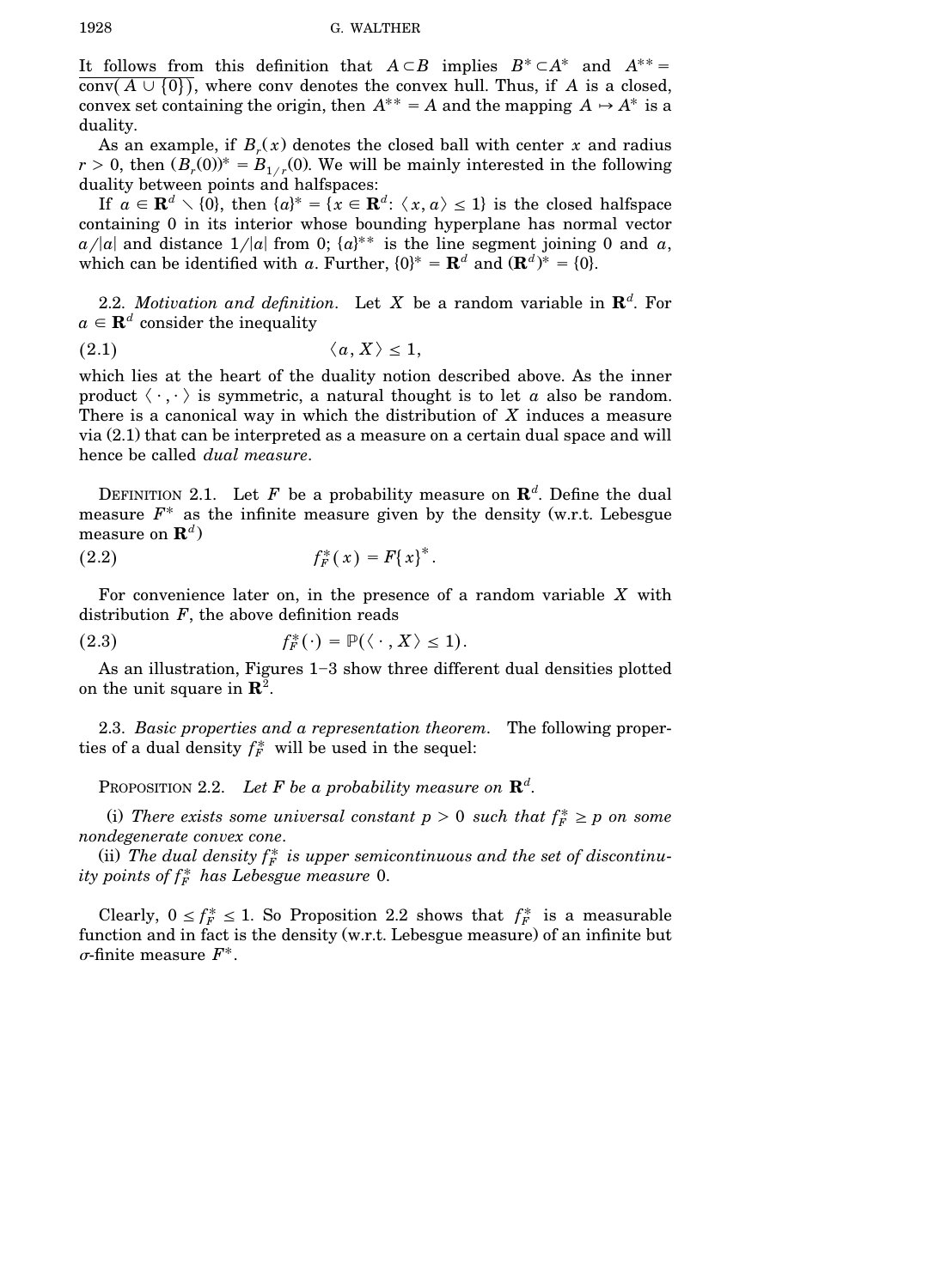It follows from this definition that $A \subset B$ implies $B^* \subset A^*$ and $A^{**} = \overline{\text{conv}(A \cup \{0\})}$, where conv denotes the convex hull. Thus, if $A$ is a closed, convex set containing the origin, then $A^{**} = A$ and the mapping $A \mapsto A^*$ is a duality.

As an example, if $B_r(x)$ denotes the closed ball with center $x$ and radius $r > 0$, then $(B_r(0))^* = B_{1/r}(0)$. We will be mainly interested in the following duality between points and halfspaces:

If $a \in \mathbf{R}^d \setminus \{0\}$, then $\{a\}^* = \{x \in \mathbf{R}^d: \langle x, a \rangle \leq 1\}$ is the closed halfspace containing 0 in its interior whose bounding hyperplane has normal vector $a/|a|$ and distance $1/|a|$ from 0; $\{a\}^{**}$ is the line segment joining 0 and $a$, which can be identified with $a$. Further, $\{0\}^* = \mathbf{R}^d$ and $(\mathbf{R}^d)^* = \{0\}$.

2.2. *Motivation and definition.* Let $X$ be a random variable in $\mathbf{R}^d$. For $a \in \mathbf{R}^d$ consider the inequality

$$\langle a, X \rangle \leq 1, \tag{2.1}$$

which lies at the heart of the duality notion described above. As the inner product $\langle \cdot, \cdot \rangle$ is symmetric, a natural thought is to let $a$ also be random. There is a canonical way in which the distribution of $X$ induces a measure via (2.1) that can be interpreted as a measure on a certain dual space and will hence be called *dual measure*.

DEFINITION 2.1. Let $F$ be a probability measure on $\mathbf{R}^d$. Define the dual measure $F^*$ as the infinite measure given by the density (w.r.t. Lebesgue measure on $\mathbf{R}^d$)

$$f_F^*(x) = F\{x\}^*. \tag{2.2}$$

For convenience later on, in the presence of a random variable $X$ with distribution $F$, the above definition reads

$$f_F^*(\cdot) = \mathbb{P}(\langle \cdot, X \rangle \leq 1). \tag{2.3}$$

As an illustration, Figures 1–3 show three different dual densities plotted on the unit square in $\mathbf{R}^2$.

2.3. *Basic properties and a representation theorem.* The following properties of a dual density $f_F^*$ will be used in the sequel:

PROPOSITION 2.2. *Let $F$ be a probability measure on $\mathbf{R}^d$.*

(i) *There exists some universal constant $p > 0$ such that $f_F^* \geq p$ on some nondegenerate convex cone.*

(ii) *The dual density $f_F^*$ is upper semicontinuous and the set of discontinuity points of $f_F^*$ has Lebesgue measure 0.*

Clearly, $0 \leq f_F^* \leq 1$. So Proposition 2.2 shows that $f_F^*$ is a measurable function and in fact is the density (w.r.t. Lebesgue measure) of an infinite but $\sigma$-finite measure $F^*$.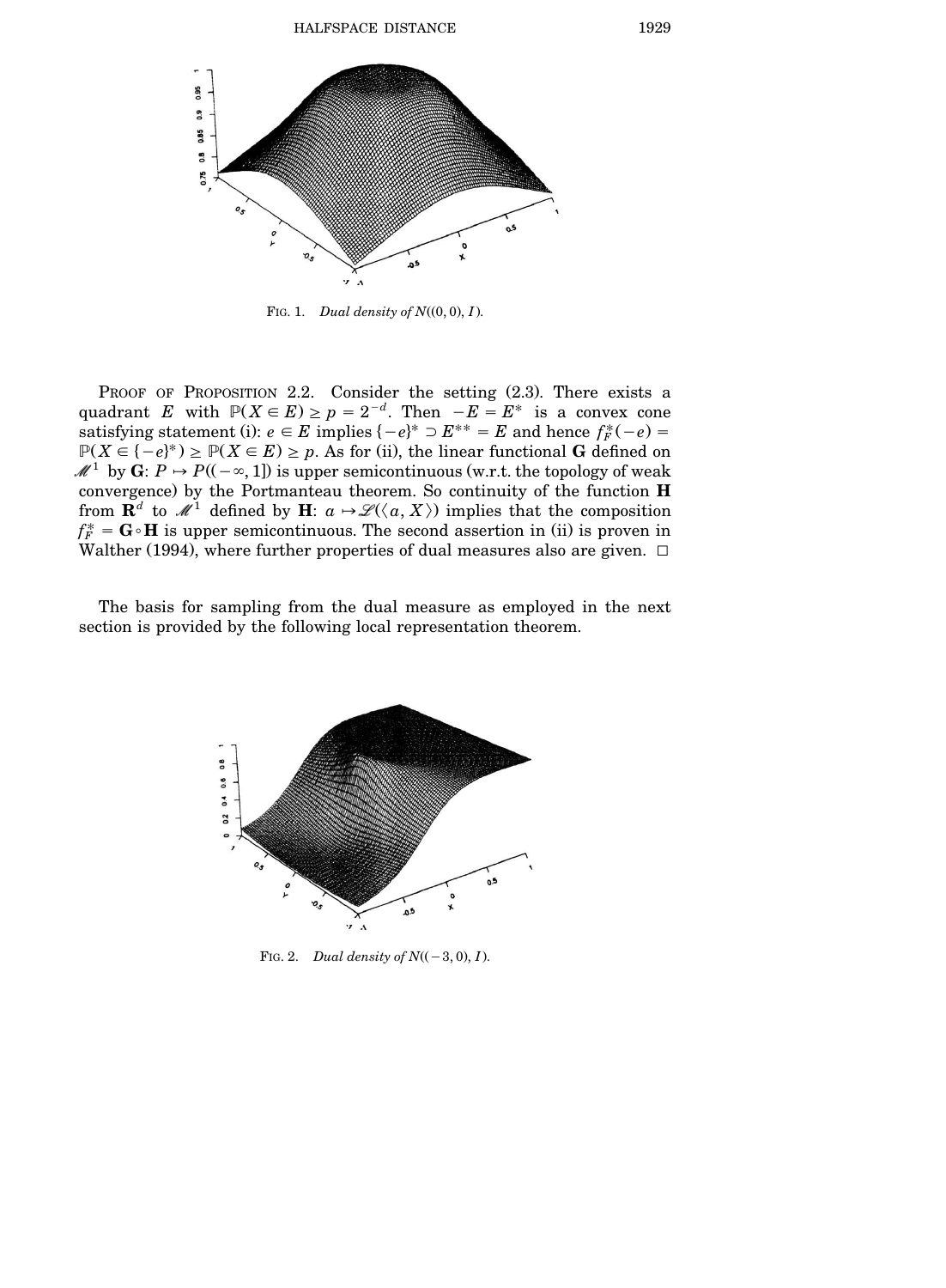FIG. 1. *Dual density of* $N((0,0), I)$.

PROOF OF PROPOSITION 2.2. Consider the setting (2.3). There exists a quadrant $E$ with $\mathbb{P}(X \in E) \geq p = 2^{-d}$. Then $-E = E^*$ is a convex cone satisfying statement (i): $e \in E$ implies $\{-e\}^* \supset E^{**} = E$ and hence $f_F^*(-e) = \mathbb{P}(X \in \{-e\}^*) \geq \mathbb{P}(X \in E) \geq p$. As for (ii), the linear functional $\mathbf{G}$ defined on $\mathscr{M}^1$ by $\mathbf{G}$: $P \mapsto P((-\infty, 1])$ is upper semicontinuous (w.r.t. the topology of weak convergence) by the Portmanteau theorem. So continuity of the function $\mathbf{H}$ from $\mathbf{R}^d$ to $\mathscr{M}^1$ defined by $\mathbf{H}$: $a \mapsto \mathscr{L}(\langle a, X \rangle)$ implies that the composition $f_F^* = \mathbf{G} \circ \mathbf{H}$ is upper semicontinuous. The second assertion in (ii) is proven in Walther (1994), where further properties of dual measures also are given. $\square$

The basis for sampling from the dual measure as employed in the next section is provided by the following local representation theorem.

FIG. 2. *Dual density of* $N((-3,0), I)$.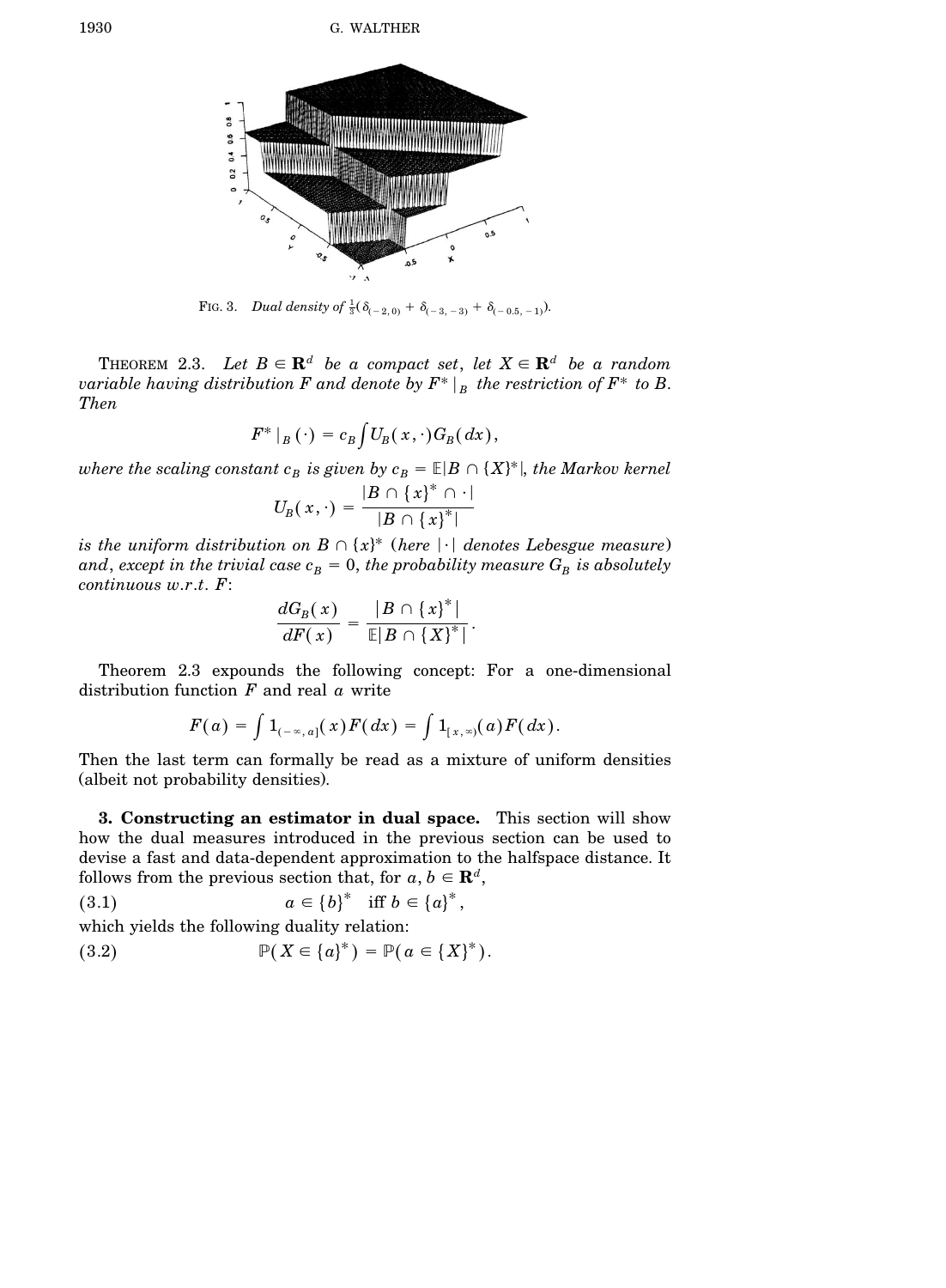FIG. 3. *Dual density of* $\frac{1}{3}(\delta_{(-2,0)} + \delta_{(-3,-3)} + \delta_{(-0.5,-1)})$.

THEOREM 2.3. *Let* $B \in \mathbf{R}^d$ *be a compact set, let* $X \in \mathbf{R}^d$ *be a random variable having distribution* $F$ *and denote by* $F^*|_B$ *the restriction of* $F^*$ *to* $B$. *Then*

$$F^*|_B(\cdot) = c_B \int U_B(x, \cdot) G_B(dx),$$

*where the scaling constant* $c_B$ *is given by* $c_B = \mathbb{E}|B \cap \{X\}^*|$, *the Markov kernel*

$$U_B(x, \cdot) = \frac{|B \cap \{x\}^* \cap \cdot|}{|B \cap \{x\}^*|}$$

*is the uniform distribution on* $B \cap \{x\}^*$ (*here* $|\cdot|$ *denotes Lebesgue measure*) *and, except in the trivial case* $c_B = 0$, *the probability measure* $G_B$ *is absolutely continuous w.r.t.* $F$:

$$\frac{dG_B(x)}{dF(x)} = \frac{|B \cap \{x\}^*|}{\mathbb{E}|B \cap \{X\}^*|}.$$

Theorem 2.3 expounds the following concept: For a one-dimensional distribution function $F$ and real $a$ write

$$F(a) = \int 1_{(-\infty, a]}(x) F(dx) = \int 1_{[x, \infty)}(a) F(dx).$$

Then the last term can formally be read as a mixture of uniform densities (albeit not probability densities).

**3. Constructing an estimator in dual space.** This section will show how the dual measures introduced in the previous section can be used to devise a fast and data-dependent approximation to the halfspace distance. It follows from the previous section that, for $a, b \in \mathbf{R}^d$,

$$a \in \{b\}^* \quad \text{iff } b \in \{a\}^*, \tag{3.1}$$

which yields the following duality relation:

$$\mathbb{P}(X \in \{a\}^*) = \mathbb{P}(a \in \{X\}^*). \tag{3.2}$$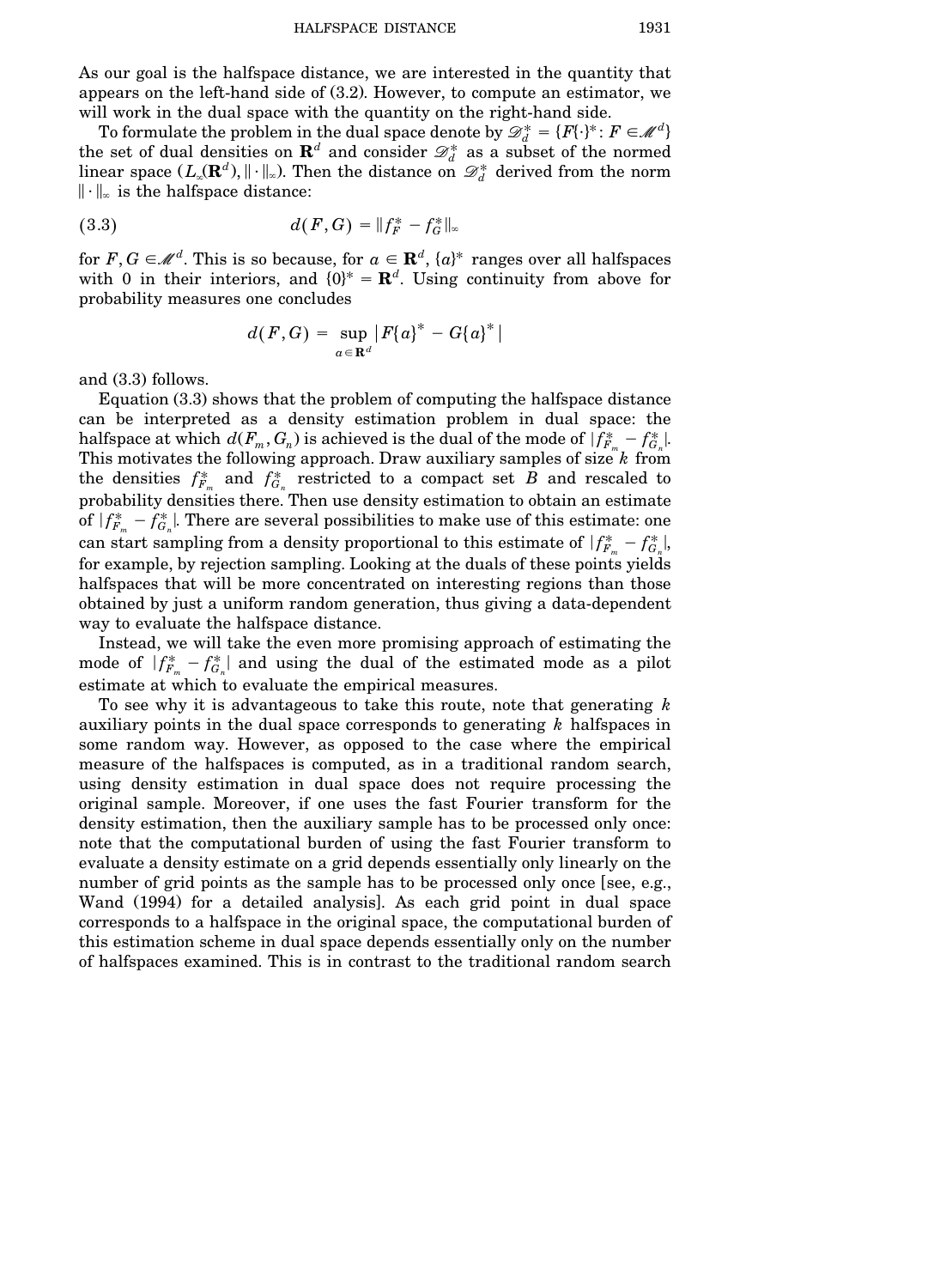As our goal is the halfspace distance, we are interested in the quantity that appears on the left-hand side of (3.2). However, to compute an estimator, we will work in the dual space with the quantity on the right-hand side.

To formulate the problem in the dual space denote by $\mathscr{D}_d^* = \{F\{\cdot\}^* : F \in \mathscr{M}^d\}$ the set of dual densities on $\mathbf{R}^d$ and consider $\mathscr{D}_d^*$ as a subset of the normed linear space $(L_\infty(\mathbf{R}^d), \|\cdot\|_\infty)$. Then the distance on $\mathscr{D}_d^*$ derived from the norm $\|\cdot\|_\infty$ is the halfspace distance:

$$d(F, G) = \|f_F^* - f_G^*\|_\infty \tag{3.3}$$

for $F, G \in \mathscr{M}^d$. This is so because, for $a \in \mathbf{R}^d$, $\{a\}^*$ ranges over all halfspaces with 0 in their interiors, and $\{0\}^* = \mathbf{R}^d$. Using continuity from above for probability measures one concludes

$$d(F, G) = \sup_{a \in \mathbf{R}^d} |F\{a\}^* - G\{a\}^*|$$

and (3.3) follows.

Equation (3.3) shows that the problem of computing the halfspace distance can be interpreted as a density estimation problem in dual space: the halfspace at which $d(F_m, G_n)$ is achieved is the dual of the mode of $|f_{F_m}^* - f_{G_n}^*|$. This motivates the following approach. Draw auxiliary samples of size $k$ from the densities $f_{F_m}^*$ and $f_{G_n}^*$ restricted to a compact set $B$ and rescaled to probability densities there. Then use density estimation to obtain an estimate of $|f_{F_m}^* - f_{G_n}^*|$. There are several possibilities to make use of this estimate: one can start sampling from a density proportional to this estimate of $|f_{F_m}^* - f_{G_n}^*|$, for example, by rejection sampling. Looking at the duals of these points yields halfspaces that will be more concentrated on interesting regions than those obtained by just a uniform random generation, thus giving a data-dependent way to evaluate the halfspace distance.

Instead, we will take the even more promising approach of estimating the mode of $|f_{F_m}^* - f_{G_n}^*|$ and using the dual of the estimated mode as a pilot estimate at which to evaluate the empirical measures.

To see why it is advantageous to take this route, note that generating $k$ auxiliary points in the dual space corresponds to generating $k$ halfspaces in some random way. However, as opposed to the case where the empirical measure of the halfspaces is computed, as in a traditional random search, using density estimation in dual space does not require processing the original sample. Moreover, if one uses the fast Fourier transform for the density estimation, then the auxiliary sample has to be processed only once: note that the computational burden of using the fast Fourier transform to evaluate a density estimate on a grid depends essentially only linearly on the number of grid points as the sample has to be processed only once [see, e.g., Wand (1994) for a detailed analysis]. As each grid point in dual space corresponds to a halfspace in the original space, the computational burden of this estimation scheme in dual space depends essentially only on the number of halfspaces examined. This is in contrast to the traditional random search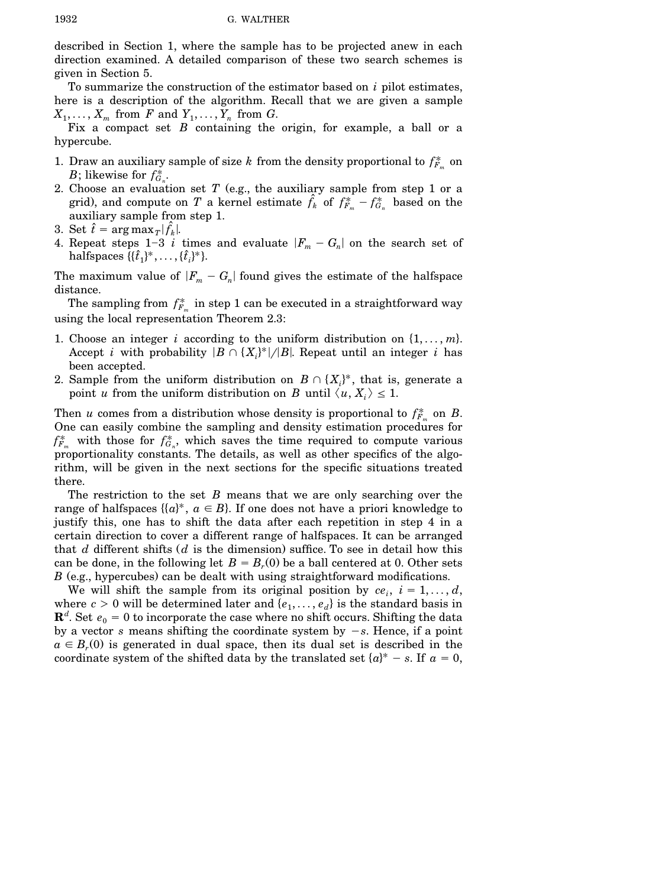described in Section 1, where the sample has to be projected anew in each direction examined. A detailed comparison of these two search schemes is given in Section 5.

To summarize the construction of the estimator based on $i$ pilot estimates, here is a description of the algorithm. Recall that we are given a sample $X_1, \dots, X_m$ from $F$ and $Y_1, \dots, Y_n$ from $G$.

Fix a compact set $B$ containing the origin, for example, a ball or a hypercube.

1. Draw an auxiliary sample of size $k$ from the density proportional to $f^*_{F_m}$ on $B$; likewise for $f^*_{G_n}$.
2. Choose an evaluation set $T$ (e.g., the auxiliary sample from step 1 or a grid), and compute on $T$ a kernel estimate $\hat{f}_k$ of $f^*_{F_m} - f^*_{G_n}$ based on the auxiliary sample from step 1.
3. Set $\hat{t} = \arg\max_T |\hat{f}_k|$.
4. Repeat steps 1–3 $i$ times and evaluate $|F_m - G_n|$ on the search set of halfspaces $\{\{\hat{t}_1\}^*, \dots, \{\hat{t}_i\}^*\}$.

The maximum value of $|F_m - G_n|$ found gives the estimate of the halfspace distance.

The sampling from $f^*_{F_m}$ in step 1 can be executed in a straightforward way using the local representation Theorem 2.3:

1. Choose an integer $i$ according to the uniform distribution on $\{1, \dots, m\}$. Accept $i$ with probability $|B \cap \{X_i\}^*|/|B|$. Repeat until an integer $i$ has been accepted.
2. Sample from the uniform distribution on $B \cap \{X_i\}^*$, that is, generate a point $u$ from the uniform distribution on $B$ until $\langle u, X_i \rangle \leq 1$.

Then $u$ comes from a distribution whose density is proportional to $f^*_{F_m}$ on $B$. One can easily combine the sampling and density estimation procedures for $f^*_{F_m}$ with those for $f^*_{G_n}$, which saves the time required to compute various proportionality constants. The details, as well as other specifics of the algorithm, will be given in the next sections for the specific situations treated there.

The restriction to the set $B$ means that we are only searching over the range of halfspaces $\{\{a\}^*, a \in B\}$. If one does not have a priori knowledge to justify this, one has to shift the data after each repetition in step 4 in a certain direction to cover a different range of halfspaces. It can be arranged that $d$ different shifts ($d$ is the dimension) suffice. To see in detail how this can be done, in the following let $B = B_r(0)$ be a ball centered at 0. Other sets $B$ (e.g., hypercubes) can be dealt with using straightforward modifications.

We will shift the sample from its original position by $ce_i$, $i = 1, \dots, d$, where $c > 0$ will be determined later and $\{e_1, \dots, e_d\}$ is the standard basis in $\mathbf{R}^d$. Set $e_0 = 0$ to incorporate the case where no shift occurs. Shifting the data by a vector $s$ means shifting the coordinate system by $-s$. Hence, if a point $a \in B_r(0)$ is generated in dual space, then its dual set is described in the coordinate system of the shifted data by the translated set $\{a\}^* - s$. If $a = 0$,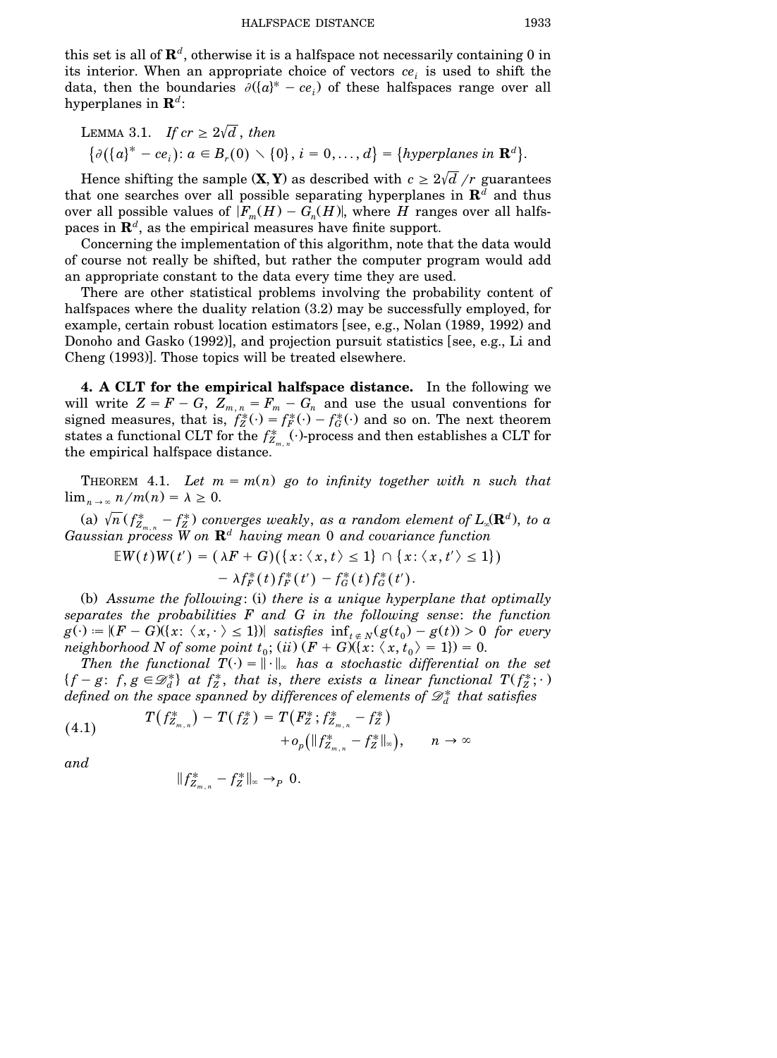this set is all of $\mathbf{R}^d$, otherwise it is a halfspace not necessarily containing 0 in its interior. When an appropriate choice of vectors $ce_i$ is used to shift the data, then the boundaries $\partial(\{a\}^* - ce_i)$ of these halfspaces range over all hyperplanes in $\mathbf{R}^d$:

LEMMA 3.1. *If* $cr \geq 2\sqrt{d}$, *then*

$$\{\partial(\{a\}^* - ce_i): a \in B_r(0) \setminus \{0\}, i = 0, \dots, d\} = \{\text{hyperplanes in } \mathbf{R}^d\}.$$

Hence shifting the sample $(\mathbf{X}, \mathbf{Y})$ as described with $c \geq 2\sqrt{d}/r$ guarantees that one searches over all possible separating hyperplanes in $\mathbf{R}^d$ and thus over all possible values of $|F_m(H) - G_n(H)|$, where $H$ ranges over all halfspaces in $\mathbf{R}^d$, as the empirical measures have finite support.

Concerning the implementation of this algorithm, note that the data would of course not really be shifted, but rather the computer program would add an appropriate constant to the data every time they are used.

There are other statistical problems involving the probability content of halfspaces where the duality relation (3.2) may be successfully employed, for example, certain robust location estimators [see, e.g., Nolan (1989, 1992) and Donoho and Gasko (1992)], and projection pursuit statistics [see, e.g., Li and Cheng (1993)]. Those topics will be treated elsewhere.

**4. A CLT for the empirical halfspace distance.** In the following we will write $Z = F - G$, $Z_{m,n} = F_m - G_n$ and use the usual conventions for signed measures, that is, $f_Z^*(\cdot) = f_F^*(\cdot) - f_G^*(\cdot)$ and so on. The next theorem states a functional CLT for the $f_{Z_{m,n}}^*(\cdot)$-process and then establishes a CLT for the empirical halfspace distance.

THEOREM 4.1. *Let* $m = m(n)$ *go to infinity together with* $n$ *such that* $\lim_{n\to\infty} n/m(n) = \lambda \geq 0$.

(a) $\sqrt{n}(f_{Z_{m,n}}^* - f_Z^*)$ *converges weakly, as a random element of* $L_\infty(\mathbf{R}^d)$, *to a Gaussian process* $W$ *on* $\mathbf{R}^d$ *having mean* 0 *and covariance function*

$$\begin{aligned}\mathbb{E}W(t)W(t') = {} & (\lambda F + G)(\{x: \langle x, t\rangle \leq 1\} \cap \{x: \langle x, t'\rangle \leq 1\}) \\ & - \lambda f_F^*(t) f_F^*(t') - f_G^*(t) f_G^*(t').\end{aligned}$$

(b) *Assume the following*: (i) *there is a unique hyperplane that optimally separates the probabilities* $F$ *and* $G$ *in the following sense*: *the function* $g(\cdot) := |(F - G)(\{x: \langle x, \cdot\rangle \leq 1\})|$ *satisfies* $\inf_{t \notin N}(g(t_0) - g(t)) > 0$ *for every neighborhood* $N$ *of some point* $t_0$; (ii) $(F + G)(\{x: \langle x, t_0\rangle = 1\}) = 0$.

*Then the functional* $T(\cdot) = \|\cdot\|_\infty$ *has a stochastic differential on the set* $\{f - g: f, g \in \mathscr{D}_d^*\}$ *at* $f_Z^*$, *that is, there exists a linear functional* $T(f_Z^*; \cdot)$ *defined on the space spanned by differences of elements of* $\mathscr{D}_d^*$ *that satisfies*

$$T(f_{Z_{m,n}}^*) - T(f_Z^*) = T(F_Z^*; f_{Z_{m,n}}^* - f_Z^*) + o_p(\|f_{Z_{m,n}}^* - f_Z^*\|_\infty), \qquad n \to \infty \tag{4.1}$$

*and*

$$\|f_{Z_{m,n}}^* - f_Z^*\|_\infty \to_P 0.$$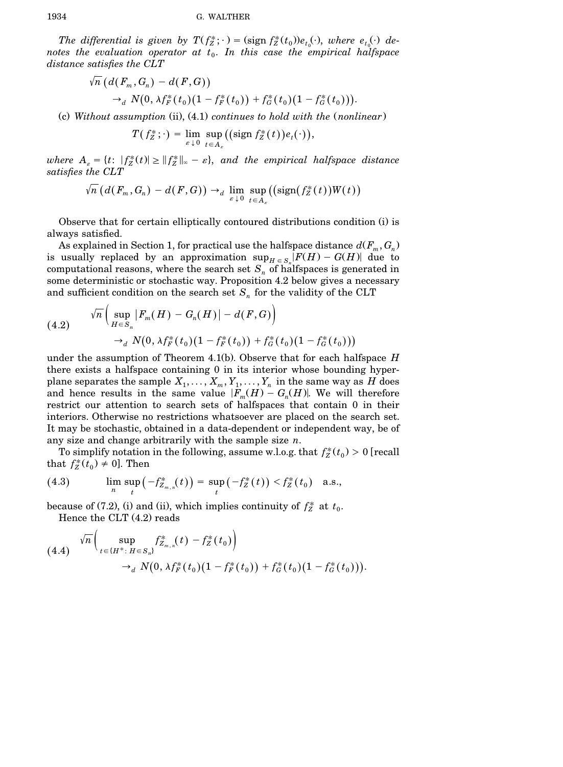*The differential is given by* $T(f_Z^*;\cdot) = (\operatorname{sign} f_Z^*(t_0))e_{t_0}(\cdot)$, *where* $e_{t_0}(\cdot)$ *denotes the evaluation operator at* $t_0$. *In this case the empirical halfspace distance satisfies the CLT*

$$\sqrt{n}\,(d(F_m, G_n) - d(F,G)) \to_d N(0, \lambda f_F^*(t_0)(1 - f_F^*(t_0)) + f_G^*(t_0)(1 - f_G^*(t_0))).$$

(c) *Without assumption* (ii), (4.1) *continues to hold with the* (*nonlinear*)

$$T(f_Z^*;\cdot) = \lim_{\varepsilon \downarrow 0} \sup_{t \in A_\varepsilon} ((\operatorname{sign} f_Z^*(t))e_t(\cdot)),$$

*where* $A_\varepsilon = \{t\colon |f_Z^*(t)| \geq \|f_Z^*\|_\infty - \varepsilon\}$, *and the empirical halfspace distance satisfies the CLT*

$$\sqrt{n}\,(d(F_m, G_n) - d(F,G)) \to_d \lim_{\varepsilon \downarrow 0} \sup_{t \in A_\varepsilon} ((\operatorname{sign}(f_Z^*(t))W(t))$$

Observe that for certain elliptically contoured distributions condition (i) is always satisfied.

As explained in Section 1, for practical use the halfspace distance $d(F_m, G_n)$ is usually replaced by an approximation $\sup_{H \in S_n} |F(H) - G(H)|$ due to computational reasons, where the search set $S_n$ of halfspaces is generated in some deterministic or stochastic way. Proposition 4.2 below gives a necessary and sufficient condition on the search set $S_n$ for the validity of the CLT

$$\sqrt{n}\left(\sup_{H \in S_n} |F_m(H) - G_n(H)| - d(F,G)\right) \to_d N(0, \lambda f_F^*(t_0)(1 - f_F^*(t_0)) + f_G^*(t_0)(1 - f_G^*(t_0))) \tag{4.2}$$

under the assumption of Theorem 4.1(b). Observe that for each halfspace $H$ there exists a halfspace containing 0 in its interior whose bounding hyperplane separates the sample $X_1, \ldots, X_m, Y_1, \ldots, Y_n$ in the same way as $H$ does and hence results in the same value $|F_m(H) - G_n(H)|$. We will therefore restrict our attention to search sets of halfspaces that contain 0 in their interiors. Otherwise no restrictions whatsoever are placed on the search set. It may be stochastic, obtained in a data-dependent or independent way, be of any size and change arbitrarily with the sample size $n$.

To simplify notation in the following, assume w.l.o.g. that $f_Z^*(t_0) > 0$ [recall that $f_Z^*(t_0) \neq 0$]. Then

$$\limsup_n \sup_t (-f_{Z_{m,n}}^*(t)) = \sup_t (-f_Z^*(t)) < f_Z^*(t_0) \quad \text{a.s.,} \tag{4.3}$$

because of (7.2), (i) and (ii), which implies continuity of $f_Z^*$ at $t_0$.

Hence the CLT (4.2) reads

$$\sqrt{n}\left(\sup_{t \in \{H^*\colon H \in S_n\}} f_{Z_{m,n}}^*(t) - f_Z^*(t_0)\right) \to_d N(0, \lambda f_F^*(t_0)(1 - f_F^*(t_0)) + f_G^*(t_0)(1 - f_G^*(t_0))). \tag{4.4}$$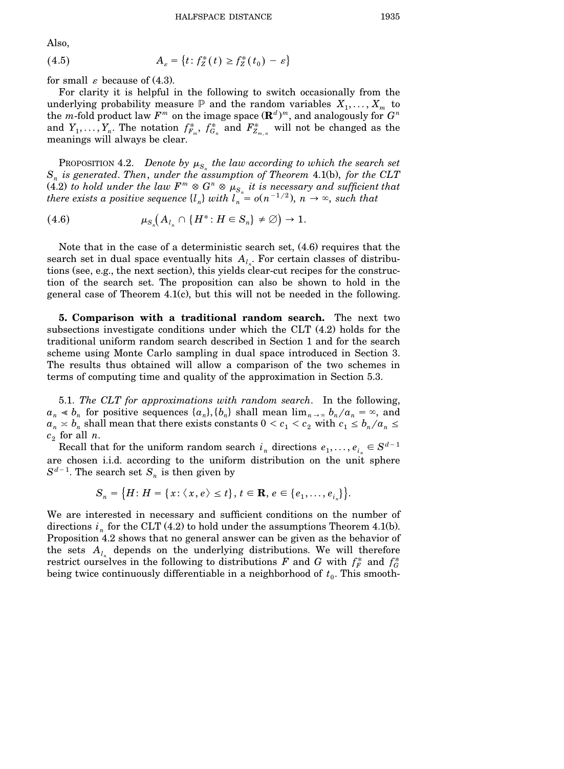Also,

$$A_\varepsilon = \{t : f_Z^*(t) \geq f_Z^*(t_0) - \varepsilon\} \tag{4.5}$$

for small $\varepsilon$ because of (4.3).

For clarity it is helpful in the following to switch occasionally from the underlying probability measure $\mathbb{P}$ and the random variables $X_1, \ldots, X_m$ to the $m$-fold product law $F^m$ on the image space $(\mathbf{R}^d)^m$, and analogously for $G^n$ and $Y_1, \ldots, Y_n$. The notation $f_{F_m}^*$, $f_{G_n}^*$ and $F_{Z_{m,n}}^*$ will not be changed as the meanings will always be clear.

PROPOSITION 4.2. *Denote by $\mu_{S_n}$ the law according to which the search set $S_n$ is generated. Then, under the assumption of Theorem* 4.1(b), *for the CLT* (4.2) *to hold under the law $F^m \otimes G^n \otimes \mu_{S_n}$ it is necessary and sufficient that there exists a positive sequence $\{l_n\}$ with $l_n = o(n^{-1/2})$, $n \to \infty$, such that*

$$\mu_{S_n}\big(A_{l_n} \cap \{H^* : H \in S_n\} \neq \varnothing\big) \to 1. \tag{4.6}$$

Note that in the case of a deterministic search set, (4.6) requires that the search set in dual space eventually hits $A_{l_n}$. For certain classes of distributions (see, e.g., the next section), this yields clear-cut recipes for the construction of the search set. The proposition can also be shown to hold in the general case of Theorem 4.1(c), but this will not be needed in the following.

**5. Comparison with a traditional random search.** The next two subsections investigate conditions under which the CLT (4.2) holds for the traditional uniform random search described in Section 1 and for the search scheme using Monte Carlo sampling in dual space introduced in Section 3. The results thus obtained will allow a comparison of the two schemes in terms of computing time and quality of the approximation in Section 5.3.

5.1. *The CLT for approximations with random search*. In the following, $a_n \ll b_n$ for positive sequences $\{a_n\}, \{b_n\}$ shall mean $\lim_{n\to\infty} b_n/a_n = \infty$, and $a_n \asymp b_n$ shall mean that there exists constants $0 < c_1 < c_2$ with $c_1 \leq b_n/a_n \leq c_2$ for all $n$.

Recall that for the uniform random search $i_n$ directions $e_1, \ldots, e_{i_n} \in S^{d-1}$ are chosen i.i.d. according to the uniform distribution on the unit sphere $S^{d-1}$. The search set $S_n$ is then given by

$$S_n = \big\{H : H = \{x : \langle x, e\rangle \leq t\},\, t \in \mathbf{R},\, e \in \{e_1, \ldots, e_{i_n}\}\big\}.$$

We are interested in necessary and sufficient conditions on the number of directions $i_n$ for the CLT (4.2) to hold under the assumptions Theorem 4.1(b). Proposition 4.2 shows that no general answer can be given as the behavior of the sets $A_{l_n}$ depends on the underlying distributions. We will therefore restrict ourselves in the following to distributions $F$ and $G$ with $f_F^*$ and $f_G^*$ being twice continuously differentiable in a neighborhood of $t_0$. This smooth-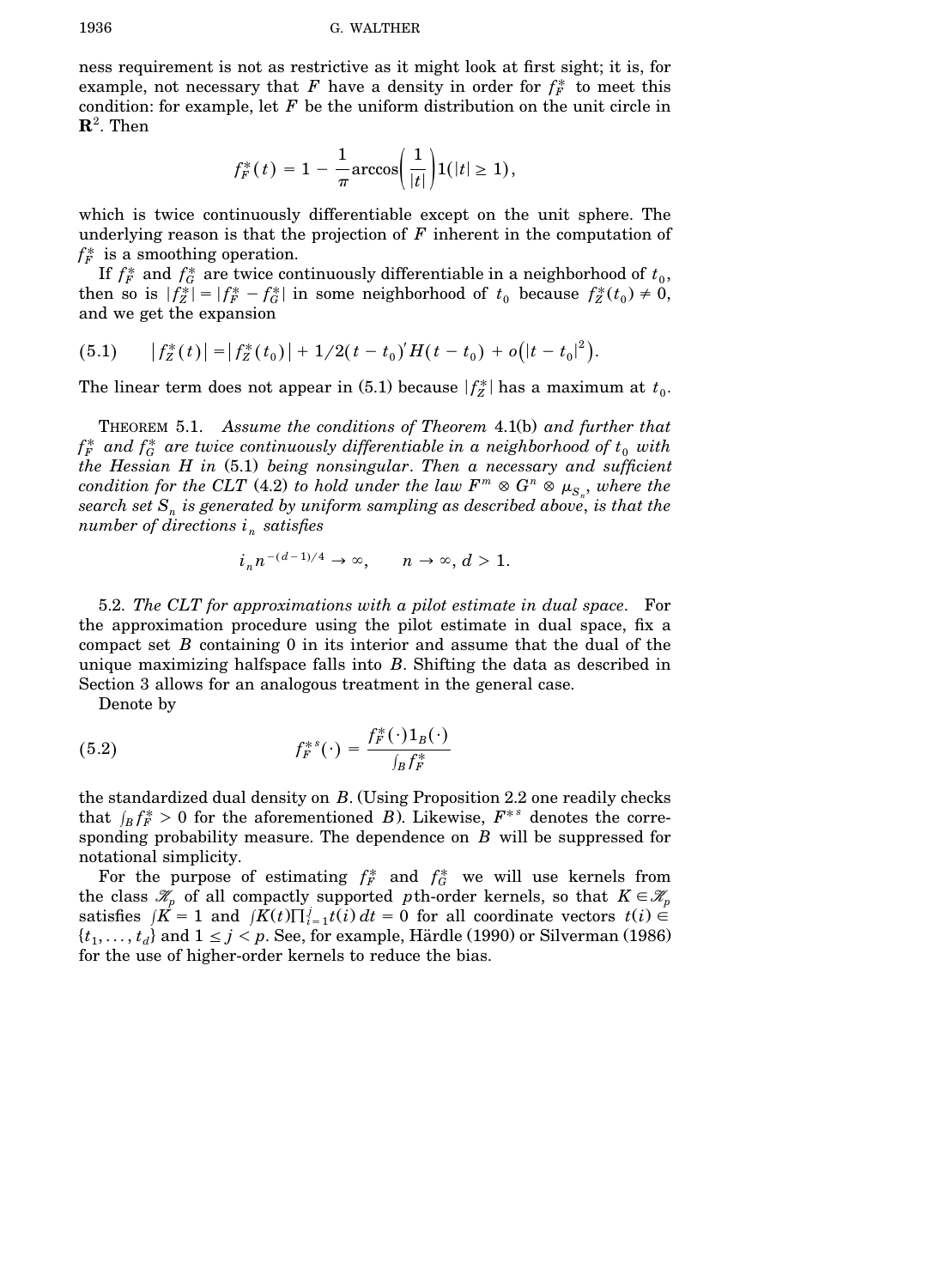ness requirement is not as restrictive as it might look at first sight; it is, for example, not necessary that $F$ have a density in order for $f_F^*$ to meet this condition: for example, let $F$ be the uniform distribution on the unit circle in $\mathbf{R}^2$. Then

$$f_F^*(t) = 1 - \frac{1}{\pi}\arccos\left(\frac{1}{|t|}\right)1(|t| \geq 1),$$

which is twice continuously differentiable except on the unit sphere. The underlying reason is that the projection of $F$ inherent in the computation of $f_F^*$ is a smoothing operation.

If $f_F^*$ and $f_G^*$ are twice continuously differentiable in a neighborhood of $t_0$, then so is $|f_Z^*| = |f_F^* - f_G^*|$ in some neighborhood of $t_0$ because $f_Z^*(t_0) \neq 0$, and we get the expansion

$$|f_Z^*(t)| = |f_Z^*(t_0)| + 1/2(t - t_0)' H(t - t_0) + o\left(|t - t_0|^2\right). \tag{5.1}$$

The linear term does not appear in (5.1) because $|f_Z^*|$ has a maximum at $t_0$.

THEOREM 5.1. *Assume the conditions of Theorem* 4.1(b) *and further that* $f_F^*$ *and* $f_G^*$ *are twice continuously differentiable in a neighborhood of* $t_0$ *with the Hessian* $H$ *in* (5.1) *being nonsingular. Then a necessary and sufficient condition for the CLT* (4.2) *to hold under the law* $F^m \otimes G^n \otimes \mu_{S_n}$, *where the search set* $S_n$ *is generated by uniform sampling as described above, is that the number of directions* $i_n$ *satisfies*

$$i_n n^{-(d-1)/4} \to \infty, \qquad n \to \infty,\ d > 1.$$

5.2. *The CLT for approximations with a pilot estimate in dual space*. For the approximation procedure using the pilot estimate in dual space, fix a compact set $B$ containing 0 in its interior and assume that the dual of the unique maximizing halfspace falls into $B$. Shifting the data as described in Section 3 allows for an analogous treatment in the general case.

Denote by

$$f_F^{*s}(\cdot) = \frac{f_F^*(\cdot)1_B(\cdot)}{\int_B f_F^*} \tag{5.2}$$

the standardized dual density on $B$. (Using Proposition 2.2 one readily checks that $\int_B f_F^* > 0$ for the aforementioned $B$). Likewise, $F^{*s}$ denotes the corresponding probability measure. The dependence on $B$ will be suppressed for notational simplicity.

For the purpose of estimating $f_F^*$ and $f_G^*$ we will use kernels from the class $\mathscr{K}_p$ of all compactly supported $p$th-order kernels, so that $K \in \mathscr{K}_p$ satisfies $\int K = 1$ and $\int K(t)\prod_{i=1}^{j} t(i)\,dt = 0$ for all coordinate vectors $t(i) \in \{t_1, \dots, t_d\}$ and $1 \leq j < p$. See, for example, Härdle (1990) or Silverman (1986) for the use of higher-order kernels to reduce the bias.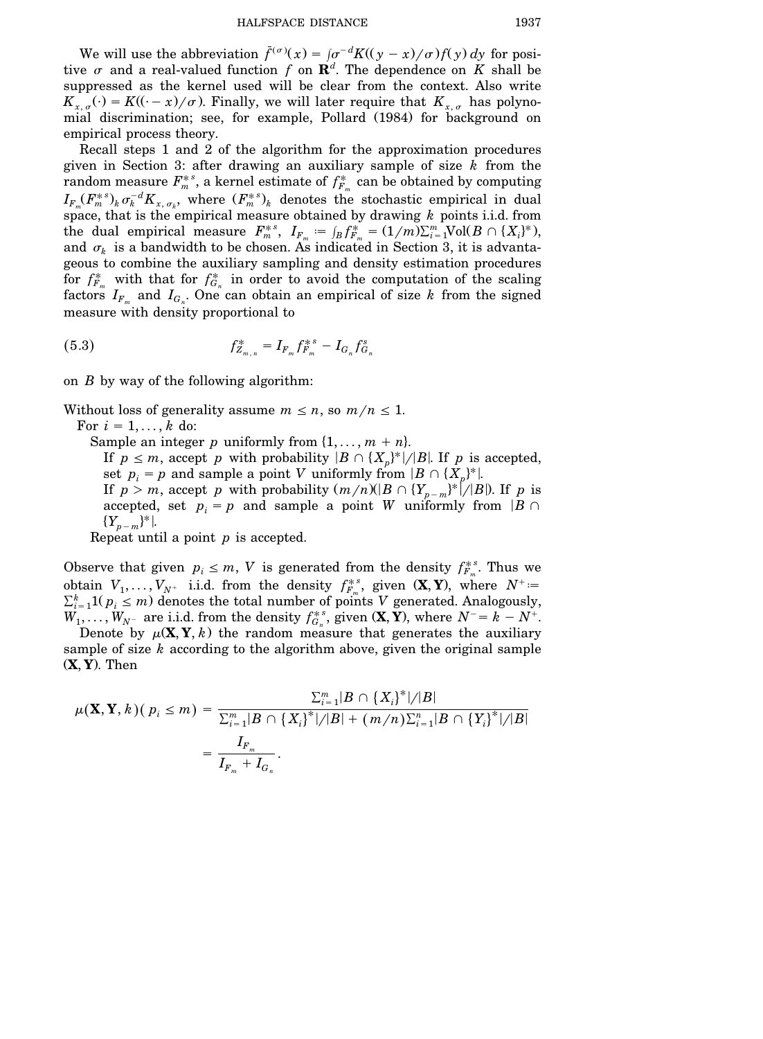We will use the abbreviation $\bar{f}^{(\sigma)}(x) = \int \sigma^{-d} K((y-x)/\sigma) f(y)\,dy$ for positive $\sigma$ and a real-valued function $f$ on $\mathbf{R}^d$. The dependence on $K$ shall be suppressed as the kernel used will be clear from the context. Also write $K_{x,\sigma}(\cdot) = K((\cdot - x)/\sigma)$. Finally, we will later require that $K_{x,\sigma}$ has polynomial discrimination; see, for example, Pollard (1984) for background on empirical process theory.

Recall steps 1 and 2 of the algorithm for the approximation procedures given in Section 3: after drawing an auxiliary sample of size $k$ from the random measure $F_m^{*s}$, a kernel estimate of $f_{F_m}^*$ can be obtained by computing $I_{F_m}(F_m^{*s})_k \sigma_k^{-d} K_{x,\sigma_k}$, where $(F_m^{*s})_k$ denotes the stochastic empirical in dual space, that is the empirical measure obtained by drawing $k$ points i.i.d. from the dual empirical measure $F_m^{*s}$, $I_{F_m} := \int_B f_{F_m}^* = (1/m)\sum_{i=1}^m \mathrm{Vol}(B \cap \{X_i\}^*)$, and $\sigma_k$ is a bandwidth to be chosen. As indicated in Section 3, it is advantageous to combine the auxiliary sampling and density estimation procedures for $f_{F_m}^*$ with that for $f_{G_n}^*$ in order to avoid the computation of the scaling factors $I_{F_m}$ and $I_{G_n}$. One can obtain an empirical of size $k$ from the signed measure with density proportional to

$$f_{Z_{m,n}}^* = I_{F_m} f_{F_m}^{*s} - I_{G_n} f_{G_n}^s \tag{5.3}$$

on $B$ by way of the following algorithm:

Without loss of generality assume $m \le n$, so $m/n \le 1$.
  For $i = 1, \dots, k$ do:
    Sample an integer $p$ uniformly from $\{1, \dots, m+n\}$.
      If $p \le m$, accept $p$ with probability $|B \cap \{X_p\}^*|/|B|$. If $p$ is accepted, set $p_i = p$ and sample a point $V$ uniformly from $|B \cap \{X_p\}^*|$.
      If $p > m$, accept $p$ with probability $(m/n)(|B \cap \{Y_{p-m}\}^*|/|B|)$. If $p$ is accepted, set $p_i = p$ and sample a point $W$ uniformly from $|B \cap \{Y_{p-m}\}^*|$.
    Repeat until a point $p$ is accepted.

Observe that given $p_i \le m$, $V$ is generated from the density $f_{F_m}^{*s}$. Thus we obtain $V_1, \dots, V_{N^+}$ i.i.d. from the density $f_{F_m}^{*s}$, given $(\mathbf{X}, \mathbf{Y})$, where $N^+ := \sum_{i=1}^k 1(p_i \le m)$ denotes the total number of points $V$ generated. Analogously, $W_1, \dots, W_{N^-}$ are i.i.d. from the density $f_{G_n}^{*s}$, given $(\mathbf{X}, \mathbf{Y})$, where $N^- = k - N^+$.

Denote by $\mu(\mathbf{X}, \mathbf{Y}, k)$ the random measure that generates the auxiliary sample of size $k$ according to the algorithm above, given the original sample $(\mathbf{X}, \mathbf{Y})$. Then

$$\begin{aligned}
\mu(\mathbf{X}, \mathbf{Y}, k)(p_i \le m) &= \frac{\sum_{i=1}^m |B \cap \{X_i\}^*|/|B|}{\sum_{i=1}^m |B \cap \{X_i\}^*|/|B| + (m/n)\sum_{i=1}^n |B \cap \{Y_i\}^*|/|B|} \\
&= \frac{I_{F_m}}{I_{F_m} + I_{G_n}}.
\end{aligned}$$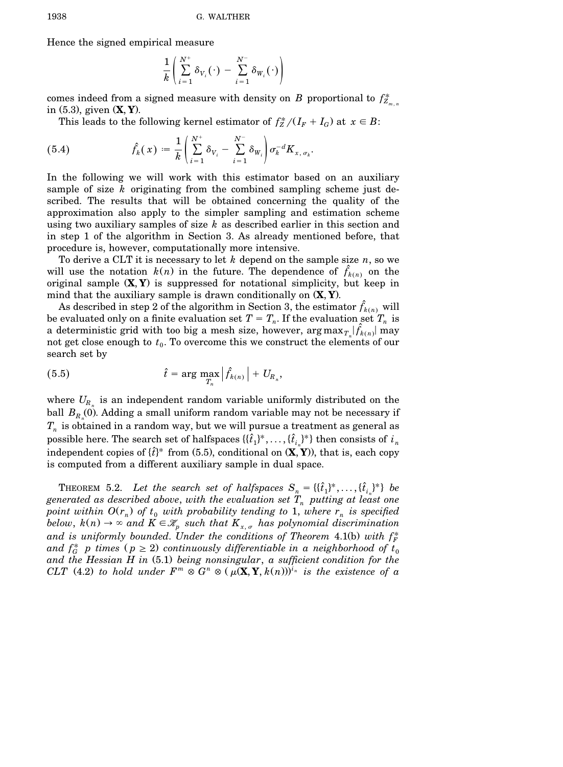Hence the signed empirical measure

$$\frac{1}{k}\left(\sum_{i=1}^{N^+}\delta_{V_i}(\cdot) - \sum_{i=1}^{N^-}\delta_{W_i}(\cdot)\right)$$

comes indeed from a signed measure with density on $B$ proportional to $f^*_{Z_{m,n}}$ in (5.3), given $(\mathbf{X}, \mathbf{Y})$.

This leads to the following kernel estimator of $f^*_Z/(I_F + I_G)$ at $x \in B$:

$$\hat{f}_k(x) := \frac{1}{k}\left(\sum_{i=1}^{N^+}\delta_{V_i} - \sum_{i=1}^{N^-}\delta_{W_i}\right)\sigma_k^{-d}K_{x,\sigma_k}. \tag{5.4}$$

In the following we will work with this estimator based on an auxiliary sample of size $k$ originating from the combined sampling scheme just described. The results that will be obtained concerning the quality of the approximation also apply to the simpler sampling and estimation scheme using two auxiliary samples of size $k$ as described earlier in this section and in step 1 of the algorithm in Section 3. As already mentioned before, that procedure is, however, computationally more intensive.

To derive a CLT it is necessary to let $k$ depend on the sample size $n$, so we will use the notation $k(n)$ in the future. The dependence of $\hat{f}_{k(n)}$ on the original sample $(\mathbf{X}, \mathbf{Y})$ is suppressed for notational simplicity, but keep in mind that the auxiliary sample is drawn conditionally on $(\mathbf{X}, \mathbf{Y})$.

As described in step 2 of the algorithm in Section 3, the estimator $\hat{f}_{k(n)}$ will be evaluated only on a finite evaluation set $T = T_n$. If the evaluation set $T_n$ is a deterministic grid with too big a mesh size, however, $\arg\max_{T_n}|\hat{f}_{k(n)}|$ may not get close enough to $t_0$. To overcome this we construct the elements of our search set by

$$\hat{t} = \arg\max_{T_n}\left|\hat{f}_{k(n)}\right| + U_{R_n}, \tag{5.5}$$

where $U_{R_n}$ is an independent random variable uniformly distributed on the ball $B_{R_n}(0)$. Adding a small uniform random variable may not be necessary if $T_n$ is obtained in a random way, but we will pursue a treatment as general as possible here. The search set of halfspaces $\{\{\hat{t}_1\}^*, \ldots, \{\hat{t}_{i_n}\}^*\}$ then consists of $i_n$ independent copies of $\{\hat{t}\}^*$ from (5.5), conditional on $(\mathbf{X}, \mathbf{Y})$), that is, each copy is computed from a different auxiliary sample in dual space.

THEOREM 5.2. *Let the search set of halfspaces $S_n = \{\{\hat{t}_1\}^*, \ldots, \{\hat{t}_{i_n}\}^*\}$ be generated as described above, with the evaluation set $T_n$ putting at least one point within $O(r_n)$ of $t_0$ with probability tending to* 1, *where $r_n$ is specified below, $k(n) \to \infty$ and $K \in \mathscr{K}_p$ such that $K_{x,\sigma}$ has polynomial discrimination and is uniformly bounded. Under the conditions of Theorem* 4.1(b) *with $f^*_F$ and $f^*_G$ $p$ times $(p \geq 2)$ continuously differentiable in a neighborhood of $t_0$ and the Hessian $H$ in* (5.1) *being nonsingular, a sufficient condition for the CLT* (4.2) *to hold under $F^m \otimes G^n \otimes (\mu(\mathbf{X}, \mathbf{Y}, k(n)))^{i_n}$ is the existence of a*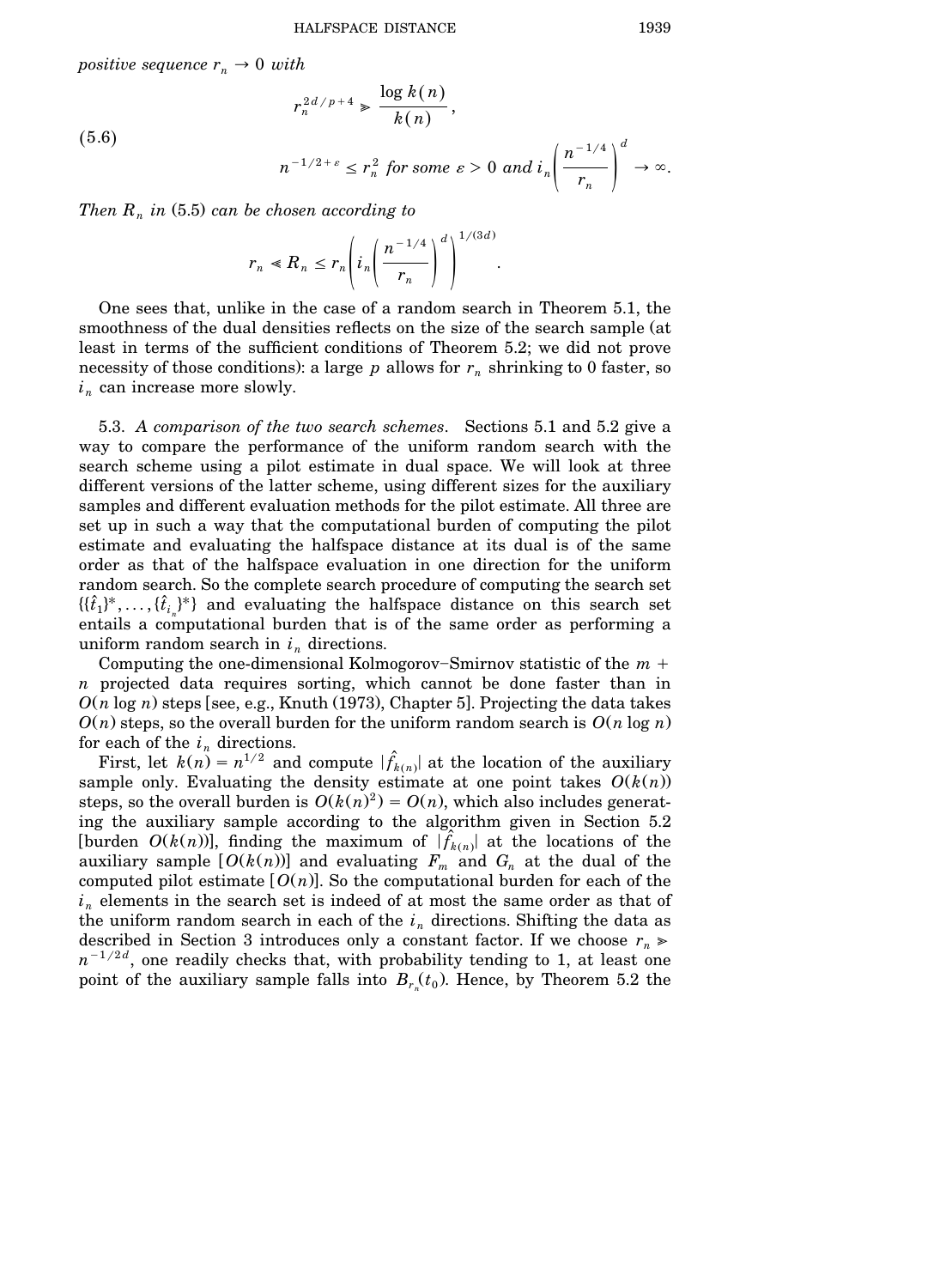*positive sequence* $r_n \to 0$ *with*

$$r_n^{2d/p+4} \gg \frac{\log k(n)}{k(n)},$$

$$(5.6) \qquad n^{-1/2+\varepsilon} \le r_n^2 \text{ for some } \varepsilon > 0 \text{ and } i_n \left( \frac{n^{-1/4}}{r_n} \right)^d \to \infty.$$

*Then* $R_n$ *in* (5.5) *can be chosen according to*

$$r_n \ll R_n \le r_n \left( i_n \left( \frac{n^{-1/4}}{r_n} \right)^d \right)^{1/(3d)}.$$

One sees that, unlike in the case of a random search in Theorem 5.1, the smoothness of the dual densities reflects on the size of the search sample (at least in terms of the sufficient conditions of Theorem 5.2; we did not prove necessity of those conditions): a large $p$ allows for $r_n$ shrinking to 0 faster, so $i_n$ can increase more slowly.

5.3. *A comparison of the two search schemes*. Sections 5.1 and 5.2 give a way to compare the performance of the uniform random search with the search scheme using a pilot estimate in dual space. We will look at three different versions of the latter scheme, using different sizes for the auxiliary samples and different evaluation methods for the pilot estimate. All three are set up in such a way that the computational burden of computing the pilot estimate and evaluating the halfspace distance at its dual is of the same order as that of the halfspace evaluation in one direction for the uniform random search. So the complete search procedure of computing the search set $\{\{\hat{t}_1\}^*, \ldots, \{\hat{t}_{i_n}\}^*\}$ and evaluating the halfspace distance on this search set entails a computational burden that is of the same order as performing a uniform random search in $i_n$ directions.

Computing the one-dimensional Kolmogorov–Smirnov statistic of the $m + n$ projected data requires sorting, which cannot be done faster than in $O(n \log n)$ steps [see, e.g., Knuth (1973), Chapter 5]. Projecting the data takes $O(n)$ steps, so the overall burden for the uniform random search is $O(n \log n)$ for each of the $i_n$ directions.

First, let $k(n) = n^{1/2}$ and compute $|\hat{f}_{k(n)}|$ at the location of the auxiliary sample only. Evaluating the density estimate at one point takes $O(k(n))$ steps, so the overall burden is $O(k(n)^2) = O(n)$, which also includes generating the auxiliary sample according to the algorithm given in Section 5.2 [burden $O(k(n))$], finding the maximum of $|\hat{f}_{k(n)}|$ at the locations of the auxiliary sample [$O(k(n))$] and evaluating $F_m$ and $G_n$ at the dual of the computed pilot estimate [$O(n)$]. So the computational burden for each of the $i_n$ elements in the search set is indeed of at most the same order as that of the uniform random search in each of the $i_n$ directions. Shifting the data as described in Section 3 introduces only a constant factor. If we choose $r_n \gg n^{-1/2d}$, one readily checks that, with probability tending to 1, at least one point of the auxiliary sample falls into $B_{r_n}(t_0)$. Hence, by Theorem 5.2 the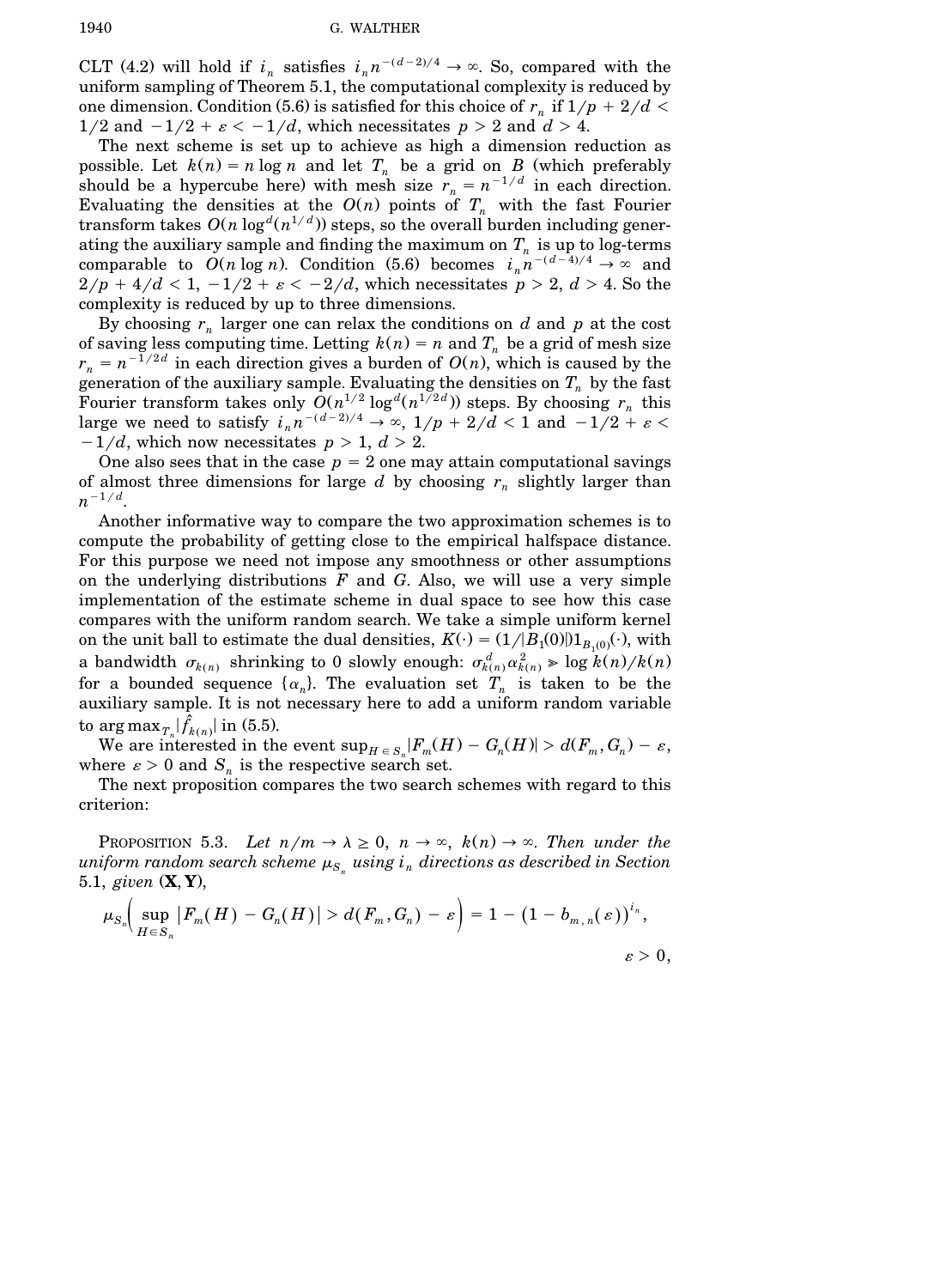CLT (4.2) will hold if $i_n$ satisfies $i_n n^{-(d-2)/4} \to \infty$. So, compared with the uniform sampling of Theorem 5.1, the computational complexity is reduced by one dimension. Condition (5.6) is satisfied for this choice of $r_n$ if $1/p + 2/d < 1/2$ and $-1/2 + \varepsilon < -1/d$, which necessitates $p > 2$ and $d > 4$.

The next scheme is set up to achieve as high a dimension reduction as possible. Let $k(n) = n \log n$ and let $T_n$ be a grid on $B$ (which preferably should be a hypercube here) with mesh size $r_n = n^{-1/d}$ in each direction. Evaluating the densities at the $O(n)$ points of $T_n$ with the fast Fourier transform takes $O(n \log^d(n^{1/d}))$ steps, so the overall burden including generating the auxiliary sample and finding the maximum on $T_n$ is up to log-terms comparable to $O(n \log n)$. Condition (5.6) becomes $i_n n^{-(d-4)/4} \to \infty$ and $2/p + 4/d < 1$, $-1/2 + \varepsilon < -2/d$, which necessitates $p > 2$, $d > 4$. So the complexity is reduced by up to three dimensions.

By choosing $r_n$ larger one can relax the conditions on $d$ and $p$ at the cost of saving less computing time. Letting $k(n) = n$ and $T_n$ be a grid of mesh size $r_n = n^{-1/2d}$ in each direction gives a burden of $O(n)$, which is caused by the generation of the auxiliary sample. Evaluating the densities on $T_n$ by the fast Fourier transform takes only $O(n^{1/2} \log^d(n^{1/2d}))$ steps. By choosing $r_n$ this large we need to satisfy $i_n n^{-(d-2)/4} \to \infty$, $1/p + 2/d < 1$ and $-1/2 + \varepsilon < -1/d$, which now necessitates $p > 1$, $d > 2$.

One also sees that in the case $p = 2$ one may attain computational savings of almost three dimensions for large $d$ by choosing $r_n$ slightly larger than $n^{-1/d}$.

Another informative way to compare the two approximation schemes is to compute the probability of getting close to the empirical halfspace distance. For this purpose we need not impose any smoothness or other assumptions on the underlying distributions $F$ and $G$. Also, we will use a very simple implementation of the estimate scheme in dual space to see how this case compares with the uniform random search. We take a simple uniform kernel on the unit ball to estimate the dual densities, $K(\cdot) = (1/|B_1(0)|) 1_{B_1(0)}(\cdot)$, with a bandwidth $\sigma_{k(n)}$ shrinking to 0 slowly enough: $\sigma_{k(n)}^d \alpha_{k(n)}^2 \gg \log k(n)/k(n)$ for a bounded sequence $\{\alpha_n\}$. The evaluation set $T_n$ is taken to be the auxiliary sample. It is not necessary here to add a uniform random variable to $\arg\max_{T_n} |\hat{f}_{k(n)}|$ in (5.5).

We are interested in the event $\sup_{H \in S_n} |F_m(H) - G_n(H)| > d(F_m, G_n) - \varepsilon$, where $\varepsilon > 0$ and $S_n$ is the respective search set.

The next proposition compares the two search schemes with regard to this criterion:

PROPOSITION 5.3. *Let $n/m \to \lambda \geq 0$, $n \to \infty$, $k(n) \to \infty$. Then under the uniform random search scheme $\mu_{S_n}$ using $i_n$ directions as described in Section 5.1, given $(\mathbf{X}, \mathbf{Y})$,*

$$\mu_{S_n}\left( \sup_{H \in S_n} |F_m(H) - G_n(H)| > d(F_m, G_n) - \varepsilon \right) = 1 - (1 - b_{m,n}(\varepsilon))^{i_n}, \qquad \varepsilon > 0,$$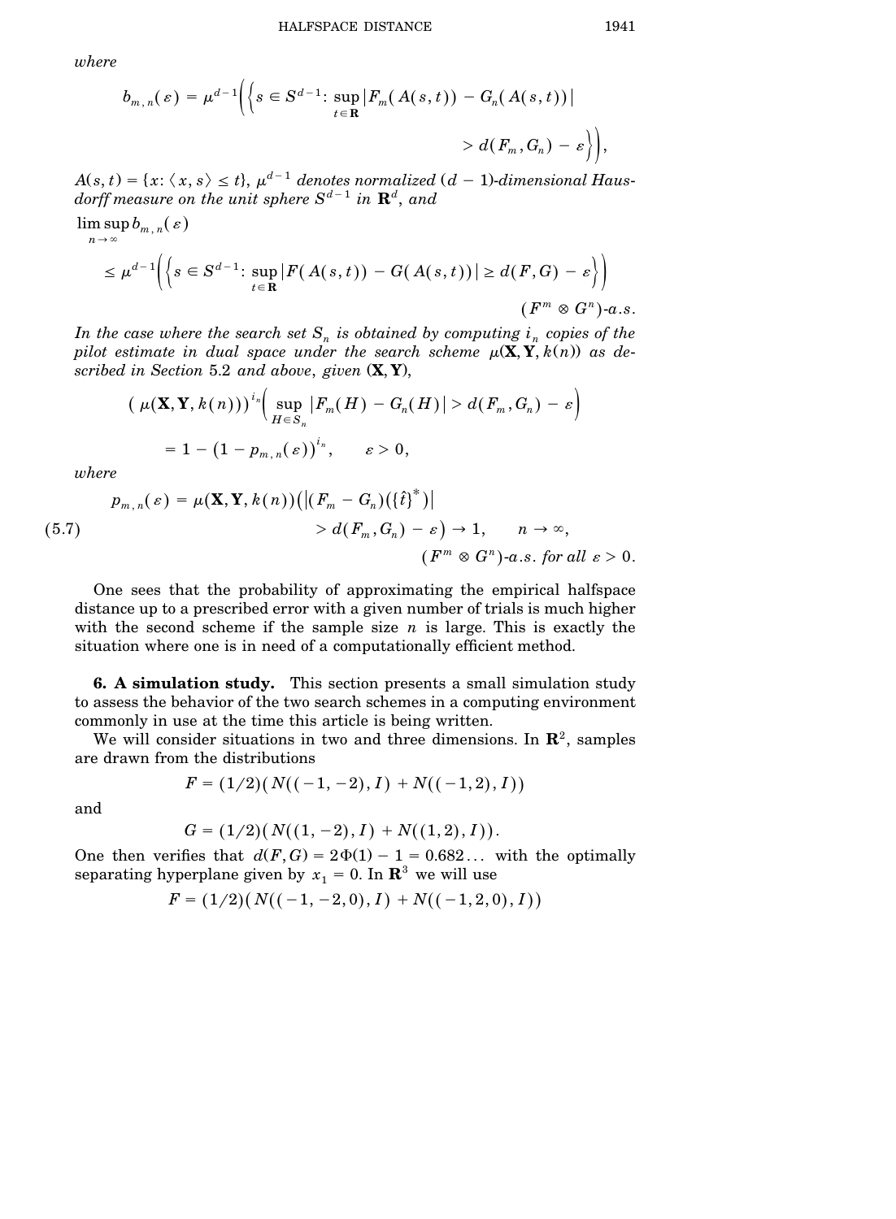*where*

$$b_{m,n}(\varepsilon) = \mu^{d-1}\bigg(\bigg\{s \in S^{d-1}\colon \sup_{t\in\mathbf{R}} |F_m(A(s,t)) - G_n(A(s,t))| > d(F_m, G_n) - \varepsilon\bigg\}\bigg),$$

*$A(s,t) = \{x\colon \langle x, s\rangle \le t\}$, $\mu^{d-1}$ denotes normalized $(d-1)$-dimensional Hausdorff measure on the unit sphere $S^{d-1}$ in $\mathbf{R}^d$, and*

$$\limsup_{n\to\infty} b_{m,n}(\varepsilon) \le \mu^{d-1}\bigg(\bigg\{s \in S^{d-1}\colon \sup_{t\in\mathbf{R}} |F(A(s,t)) - G(A(s,t))| \ge d(F,G) - \varepsilon\bigg\}\bigg) \qquad (F^m \otimes G^n)\text{-a.s.}$$

*In the case where the search set $S_n$ is obtained by computing $i_n$ copies of the pilot estimate in dual space under the search scheme $\mu(\mathbf{X}, \mathbf{Y}, k(n))$ as described in Section 5.2 and above, given $(\mathbf{X}, \mathbf{Y})$,*

$$(\mu(\mathbf{X}, \mathbf{Y}, k(n)))^{i_n}\Big(\sup_{H\in S_n} |F_m(H) - G_n(H)| > d(F_m, G_n) - \varepsilon\Big) = 1 - (1 - p_{m,n}(\varepsilon))^{i_n}, \qquad \varepsilon > 0,$$

*where*

$$p_{m,n}(\varepsilon) = \mu(\mathbf{X}, \mathbf{Y}, k(n))\big(|(F_m - G_n)(\{\hat{t}\}^*)| > d(F_m, G_n) - \varepsilon\big) \to 1, \qquad n \to \infty, \tag{5.7}$$

$$(F^m \otimes G^n)\text{-a.s. for all } \varepsilon > 0.$$

One sees that the probability of approximating the empirical halfspace distance up to a prescribed error with a given number of trials is much higher with the second scheme if the sample size $n$ is large. This is exactly the situation where one is in need of a computationally efficient method.

## 6. A simulation study.

This section presents a small simulation study to assess the behavior of the two search schemes in a computing environment commonly in use at the time this article is being written.

We will consider situations in two and three dimensions. In $\mathbf{R}^2$, samples are drawn from the distributions

$$F = (1/2)(N((-1,-2), I) + N((-1,2), I))$$

and

$$G = (1/2)(N((1,-2), I) + N((1,2), I)).$$

One then verifies that $d(F,G) = 2\Phi(1) - 1 = 0.682\ldots$ with the optimally separating hyperplane given by $x_1 = 0$. In $\mathbf{R}^3$ we will use

$$F = (1/2)(N((-1,-2,0), I) + N((-1,2,0), I))$$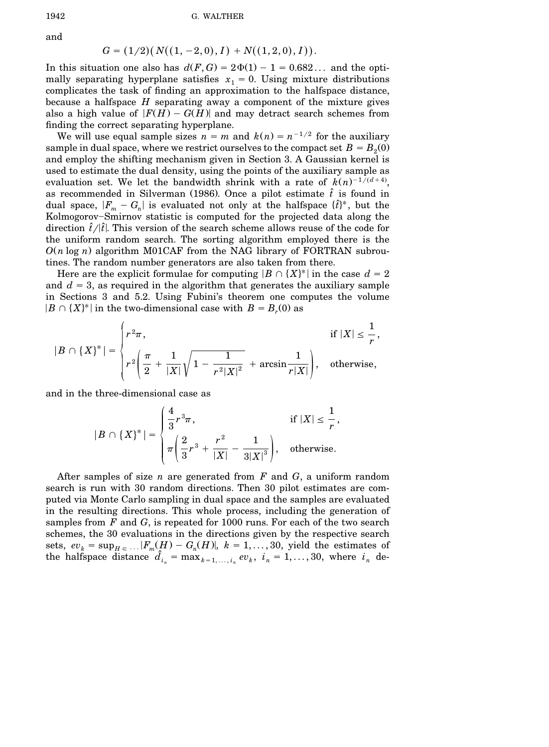and

$$G = (1/2)\big(N((1,-2,0),I) + N((1,2,0),I)\big).$$

In this situation one also has $d(F,G) = 2\Phi(1) - 1 = 0.682\ldots$ and the optimally separating hyperplane satisfies $x_1 = 0$. Using mixture distributions complicates the task of finding an approximation to the halfspace distance, because a halfspace $H$ separating away a component of the mixture gives also a high value of $|F(H) - G(H)|$ and may detract search schemes from finding the correct separating hyperplane.

We will use equal sample sizes $n = m$ and $k(n) = n^{-1/2}$ for the auxiliary sample in dual space, where we restrict ourselves to the compact set $B = B_2(0)$ and employ the shifting mechanism given in Section 3. A Gaussian kernel is used to estimate the dual density, using the points of the auxiliary sample as evaluation set. We let the bandwidth shrink with a rate of $k(n)^{-1/(d+4)}$, as recommended in Silverman (1986). Once a pilot estimate $\hat{t}$ is found in dual space, $|F_m - G_n|$ is evaluated not only at the halfspace $\{\hat{t}\}^*$, but the Kolmogorov–Smirnov statistic is computed for the projected data along the direction $\hat{t}/|\hat{t}|$. This version of the search scheme allows reuse of the code for the uniform random search. The sorting algorithm employed there is the $O(n \log n)$ algorithm M01CAF from the NAG library of FORTRAN subroutines. The random number generators are also taken from there.

Here are the explicit formulae for computing $|B \cap \{X\}^*|$ in the case $d = 2$ and $d = 3$, as required in the algorithm that generates the auxiliary sample in Sections 3 and 5.2. Using Fubini's theorem one computes the volume $|B \cap \{X\}^*|$ in the two-dimensional case with $B = B_r(0)$ as

$$|B \cap \{X\}^*| = \begin{cases} r^2\pi, & \text{if } |X| \leq \dfrac{1}{r}, \\[2ex] r^2\left(\dfrac{\pi}{2} + \dfrac{1}{|X|}\sqrt{1 - \dfrac{1}{r^2|X|^2}} + \arcsin\dfrac{1}{r|X|}\right), & \text{otherwise}, \end{cases}$$

and in the three-dimensional case as

$$|B \cap \{X\}^*| = \begin{cases} \dfrac{4}{3}r^3\pi, & \text{if } |X| \leq \dfrac{1}{r}, \\[2ex] \pi\left(\dfrac{2}{3}r^3 + \dfrac{r^2}{|X|} - \dfrac{1}{3|X|^3}\right), & \text{otherwise}. \end{cases}$$

After samples of size $n$ are generated from $F$ and $G$, a uniform random search is run with 30 random directions. Then 30 pilot estimates are computed via Monte Carlo sampling in dual space and the samples are evaluated in the resulting directions. This whole process, including the generation of samples from $F$ and $G$, is repeated for 1000 runs. For each of the two search schemes, the 30 evaluations in the directions given by the respective search sets, $ev_k = \sup_{H \in \ldots} |F_m(H) - G_n(H)|$, $k = 1, \ldots, 30$, yield the estimates of the halfspace distance $\hat{d}_{i_n} = \max_{k=1,\ldots,i_n} ev_k$, $i_n = 1, \ldots, 30$, where $i_n$ de-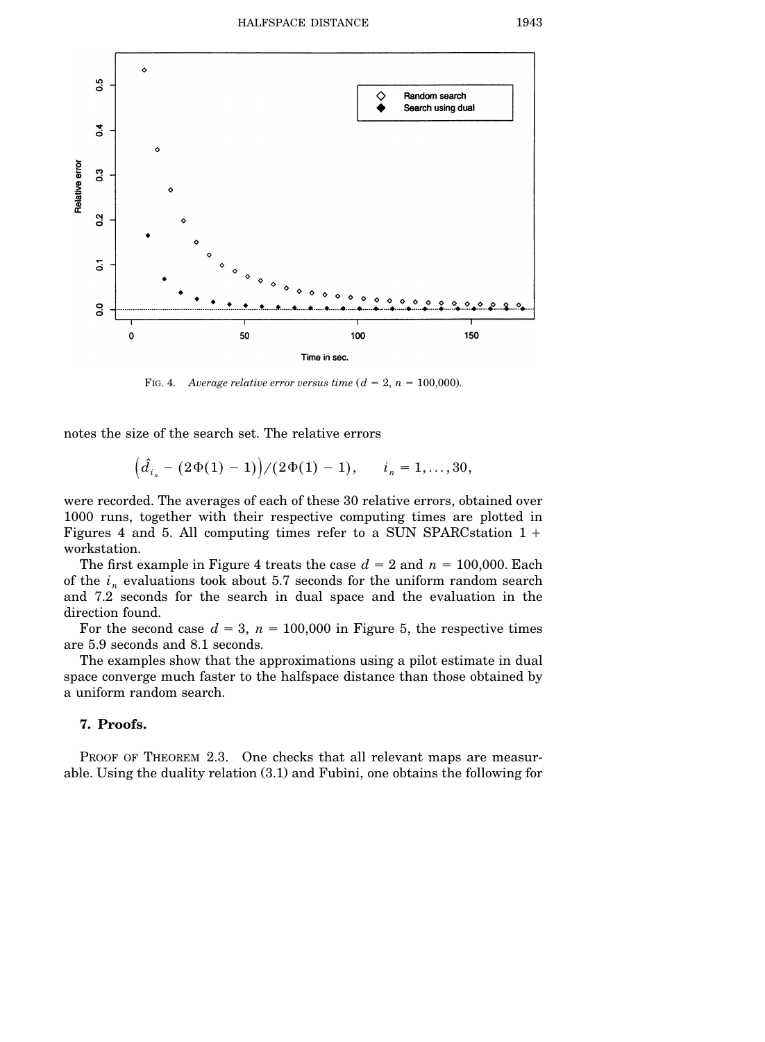FIG. 4. *Average relative error versus time* ($d = 2$, $n = 100{,}000$).

notes the size of the search set. The relative errors

$$\left(\hat{d}_{i_n} - (2\Phi(1) - 1)\right)/(2\Phi(1) - 1), \qquad i_n = 1, \ldots, 30,$$

were recorded. The averages of each of these 30 relative errors, obtained over 1000 runs, together with their respective computing times are plotted in Figures 4 and 5. All computing times refer to a SUN SPARCstation 1 + workstation.

The first example in Figure 4 treats the case $d = 2$ and $n = 100{,}000$. Each of the $i_n$ evaluations took about 5.7 seconds for the uniform random search and 7.2 seconds for the search in dual space and the evaluation in the direction found.

For the second case $d = 3$, $n = 100{,}000$ in Figure 5, the respective times are 5.9 seconds and 8.1 seconds.

The examples show that the approximations using a pilot estimate in dual space converge much faster to the halfspace distance than those obtained by a uniform random search.

## 7. Proofs.

PROOF OF THEOREM 2.3. One checks that all relevant maps are measurable. Using the duality relation (3.1) and Fubini, one obtains the following for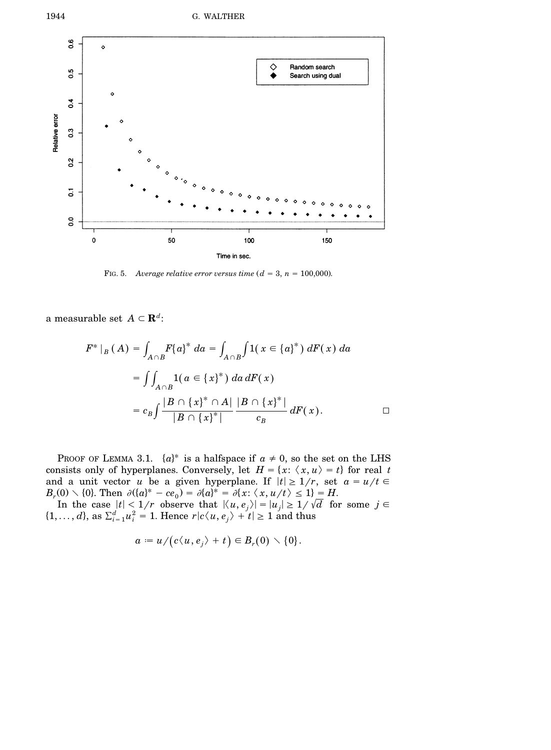FIG. 5. *Average relative error versus time* ($d = 3$, $n = 100{,}000$).

a measurable set $A \subset \mathbf{R}^d$:

$$
\begin{aligned}
F^*|_B(A) &= \int_{A\cap B} F\{a\}^* \, da = \int_{A\cap B}\int 1(x \in \{a\}^*)\, dF(x)\, da \\
&= \int\int_{A\cap B} 1(a \in \{x\}^*)\, da\, dF(x) \\
&= c_B \int \frac{|B \cap \{x\}^* \cap A|}{|B\cap \{x\}^*|} \frac{|B \cap \{x\}^*|}{c_B}\, dF(x). \qquad \square
\end{aligned}
$$

PROOF OF LEMMA 3.1. $\{a\}^*$ is a halfspace if $a \neq 0$, so the set on the LHS consists only of hyperplanes. Conversely, let $H = \{x: \langle x, u\rangle = t\}$ for real $t$ and a unit vector $u$ be a given hyperplane. If $|t| \geq 1/r$, set $a = u/t \in B_r(0) \setminus \{0\}$. Then $\partial(\{a\}^* - ce_0) = \partial\{a\}^* = \partial\{x: \langle x, u/t\rangle \leq 1\} = H$.

In the case $|t| < 1/r$ observe that $|\langle u, e_j\rangle| = |u_j| \geq 1/\sqrt{d}$ for some $j \in \{1, \dots, d\}$, as $\sum_{i=1}^d u_i^2 = 1$. Hence $r|c\langle u, e_j\rangle + t| \geq 1$ and thus

$$
a := u/\big(c\langle u, e_j\rangle + t\big) \in B_r(0) \setminus \{0\}.
$$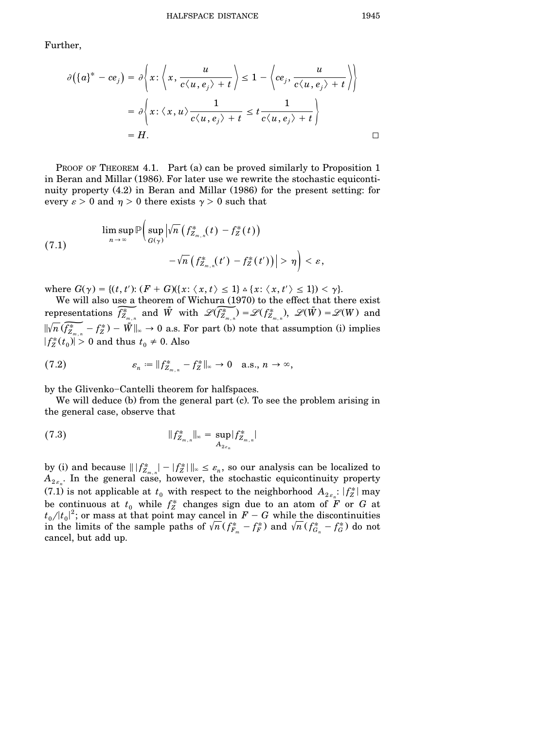Further,

$$
\begin{aligned}
\partial\big(\{a\}^* - ce_j\big) &= \partial\left\{x\colon \left\langle x, \frac{u}{c\langle u, e_j\rangle + t}\right\rangle \le 1 - \left\langle ce_j, \frac{u}{c\langle u, e_j\rangle + t}\right\rangle\right\} \\
&= \partial\left\{x\colon \langle x, u\rangle \frac{1}{c\langle u, e_j\rangle + t} \le t\frac{1}{c\langle u, e_j\rangle + t}\right\} \\
&= H. \qquad \square
\end{aligned}
$$

PROOF OF THEOREM 4.1. Part (a) can be proved similarly to Proposition 1 in Beran and Millar (1986). For later use we rewrite the stochastic equicontinuity property (4.2) in Beran and Millar (1986) for the present setting: for every $\varepsilon > 0$ and $\eta > 0$ there exists $\gamma > 0$ such that

$$
\limsup_{n\to\infty} \mathbb{P}\bigg(\sup_{G(\gamma)} \Big|\sqrt{n}\left(f^*_{Z_{m,n}}(t) - f^*_Z(t)\right) - \sqrt{n}\left(f^*_{Z_{m,n}}(t') - f^*_Z(t')\right)\Big| > \eta\bigg) < \varepsilon, \tag{7.1}
$$

where $G(\gamma) = \{(t, t')\colon (F + G)(\{x\colon \langle x, t\rangle \le 1\} \vartriangle \{x\colon \langle x, t'\rangle \le 1\}) < \gamma\}$.

We will also use a theorem of Wichura (1970) to the effect that there exist representations $\widetilde{f^*_{Z_{m,n}}}$ and $\tilde{W}$ with $\mathscr{L}(\widetilde{f^*_{Z_{m,n}}}) = \mathscr{L}(f^*_{Z_{m,n}})$, $\mathscr{L}(\tilde{W}) = \mathscr{L}(W)$ and $\|\sqrt{n}\,(\widetilde{f^*_{Z_{m,n}}} - f^*_Z) - \tilde{W}\|_\infty \to 0$ a.s. For part (b) note that assumption (i) implies $|f^*_Z(t_0)| > 0$ and thus $t_0 \neq 0$. Also

$$
\varepsilon_n := \|f^*_{Z_{m,n}} - f^*_Z\|_\infty \to 0 \quad \text{a.s.}, n \to \infty, \tag{7.2}
$$

by the Glivenko–Cantelli theorem for halfspaces.

We will deduce (b) from the general part (c). To see the problem arising in the general case, observe that

$$
\|f^*_{Z_{m,n}}\|_\infty = \sup_{A_{2\varepsilon_n}} |f^*_{Z_{m,n}}| \tag{7.3}
$$

by (i) and because $\|\,|f^*_{Z_{m,n}}| - |f^*_Z|\,\|_\infty \le \varepsilon_n$, so our analysis can be localized to $A_{2\varepsilon_n}$. In the general case, however, the stochastic equicontinuity property (7.1) is not applicable at $t_0$ with respect to the neighborhood $A_{2\varepsilon_n}$: $|f^*_Z|$ may be continuous at $t_0$ while $f^*_Z$ changes sign due to an atom of $F$ or $G$ at $t_0/|t_0|^2$; or mass at that point may cancel in $F - G$ while the discontinuities in the limits of the sample paths of $\sqrt{n}\,(f^*_{F_m} - f^*_F)$ and $\sqrt{n}\,(f^*_{G_n} - f^*_G)$ do not cancel, but add up.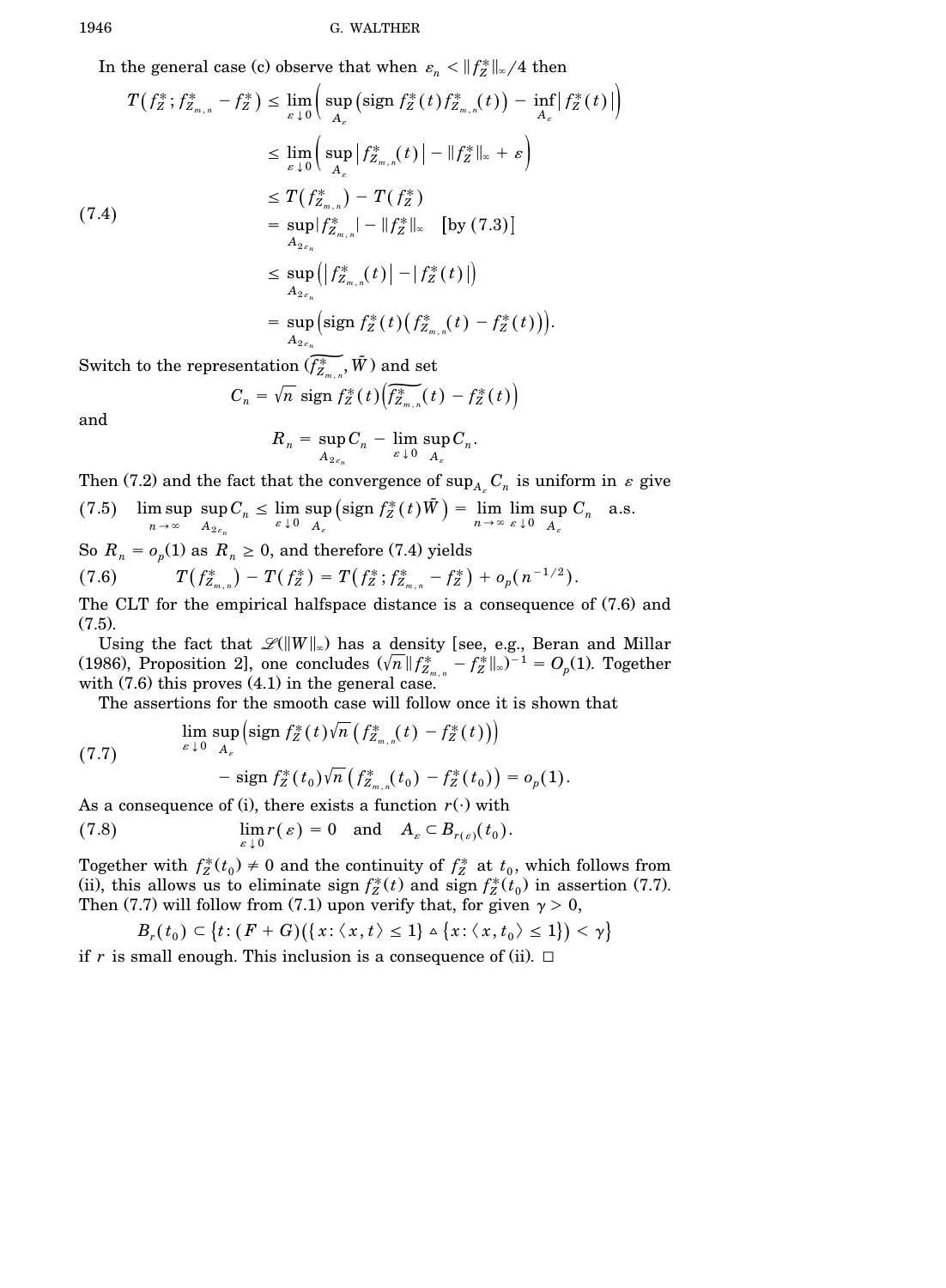In the general case (c) observe that when $\varepsilon_n < \|f_Z^*\|_\infty/4$ then

$$
\begin{aligned}
T(f_Z^*; f_{Z_{m,n}}^* - f_Z^*) &\le \lim_{\varepsilon \downarrow 0} \Big( \sup_{A_\varepsilon} \big(\operatorname{sign} f_Z^*(t) f_{Z_{m,n}}^*(t)\big) - \inf_{A_\varepsilon} \big| f_Z^*(t) \big| \Big) \\
&\le \lim_{\varepsilon \downarrow 0} \Big( \sup_{A_\varepsilon} \big| f_{Z_{m,n}}^*(t) \big| - \|f_Z^*\|_\infty + \varepsilon \Big) \\
&\le T(f_{Z_{m,n}}^*) - T(f_Z^*) \\
&= \sup_{A_{2\varepsilon_n}} |f_{Z_{m,n}}^*| - \|f_Z^*\|_\infty \quad [\text{by } (7.3)] \\
&\le \sup_{A_{2\varepsilon_n}} \big( |f_{Z_{m,n}}^*(t)| - |f_Z^*(t)| \big) \\
&= \sup_{A_{2\varepsilon_n}} \big( \operatorname{sign} f_Z^*(t) \big( f_{Z_{m,n}}^*(t) - f_Z^*(t) \big) \big).
\end{aligned}
\tag{7.4}
$$

Switch to the representation $(\widetilde{f_{Z_{m,n}}^*}, \tilde{W})$ and set

$$
C_n = \sqrt{n}\ \operatorname{sign} f_Z^*(t) \big( \widetilde{f_{Z_{m,n}}^*}(t) - f_Z^*(t) \big)
$$

and

$$
R_n = \sup_{A_{2\varepsilon_n}} C_n - \lim_{\varepsilon \downarrow 0} \sup_{A_\varepsilon} C_n.
$$

Then (7.2) and the fact that the convergence of $\sup_{A_\varepsilon} C_n$ is uniform in $\varepsilon$ give

$$
\limsup_{n \to \infty} \sup_{A_{2\varepsilon_n}} C_n \le \lim_{\varepsilon \downarrow 0} \sup_{A_\varepsilon} \big( \operatorname{sign} f_Z^*(t) \tilde{W} \big) = \lim_{n \to \infty} \lim_{\varepsilon \downarrow 0} \sup_{A_\varepsilon} C_n \quad \text{a.s.} \tag{7.5}
$$

So $R_n = o_p(1)$ as $R_n \ge 0$, and therefore (7.4) yields

$$
T(f_{Z_{m,n}}^*) - T(f_Z^*) = T(f_Z^*; f_{Z_{m,n}}^* - f_Z^*) + o_p(n^{-1/2}). \tag{7.6}
$$

The CLT for the empirical halfspace distance is a consequence of (7.6) and (7.5).

Using the fact that $\mathscr{L}(\|W\|_\infty)$ has a density [see, e.g., Beran and Millar (1986), Proposition 2], one concludes $(\sqrt{n}\|f_{Z_{m,n}}^* - f_Z^*\|_\infty)^{-1} = O_p(1)$. Together with (7.6) this proves (4.1) in the general case.

The assertions for the smooth case will follow once it is shown that

$$
\begin{aligned}
&\lim_{\varepsilon \downarrow 0} \sup_{A_\varepsilon} \big( \operatorname{sign} f_Z^*(t) \sqrt{n} \big( f_{Z_{m,n}}^*(t) - f_Z^*(t) \big) \big) \\
&\qquad - \operatorname{sign} f_Z^*(t_0) \sqrt{n} \big( f_{Z_{m,n}}^*(t_0) - f_Z^*(t_0) \big) = o_p(1).
\end{aligned}
\tag{7.7}
$$

As a consequence of (i), there exists a function $r(\cdot)$ with

$$
\lim_{\varepsilon \downarrow 0} r(\varepsilon) = 0 \quad \text{and} \quad A_\varepsilon \subset B_{r(\varepsilon)}(t_0). \tag{7.8}
$$

Together with $f_Z^*(t_0) \ne 0$ and the continuity of $f_Z^*$ at $t_0$, which follows from (ii), this allows us to eliminate $\operatorname{sign} f_Z^*(t)$ and $\operatorname{sign} f_Z^*(t_0)$ in assertion (7.7). Then (7.7) will follow from (7.1) upon verify that, for given $\gamma > 0$,

$$
B_r(t_0) \subset \{ t : (F + G)(\{x : \langle x, t \rangle \le 1\} \vartriangle \{x : \langle x, t_0 \rangle \le 1\}) < \gamma \}
$$

if $r$ is small enough. This inclusion is a consequence of (ii). $\square$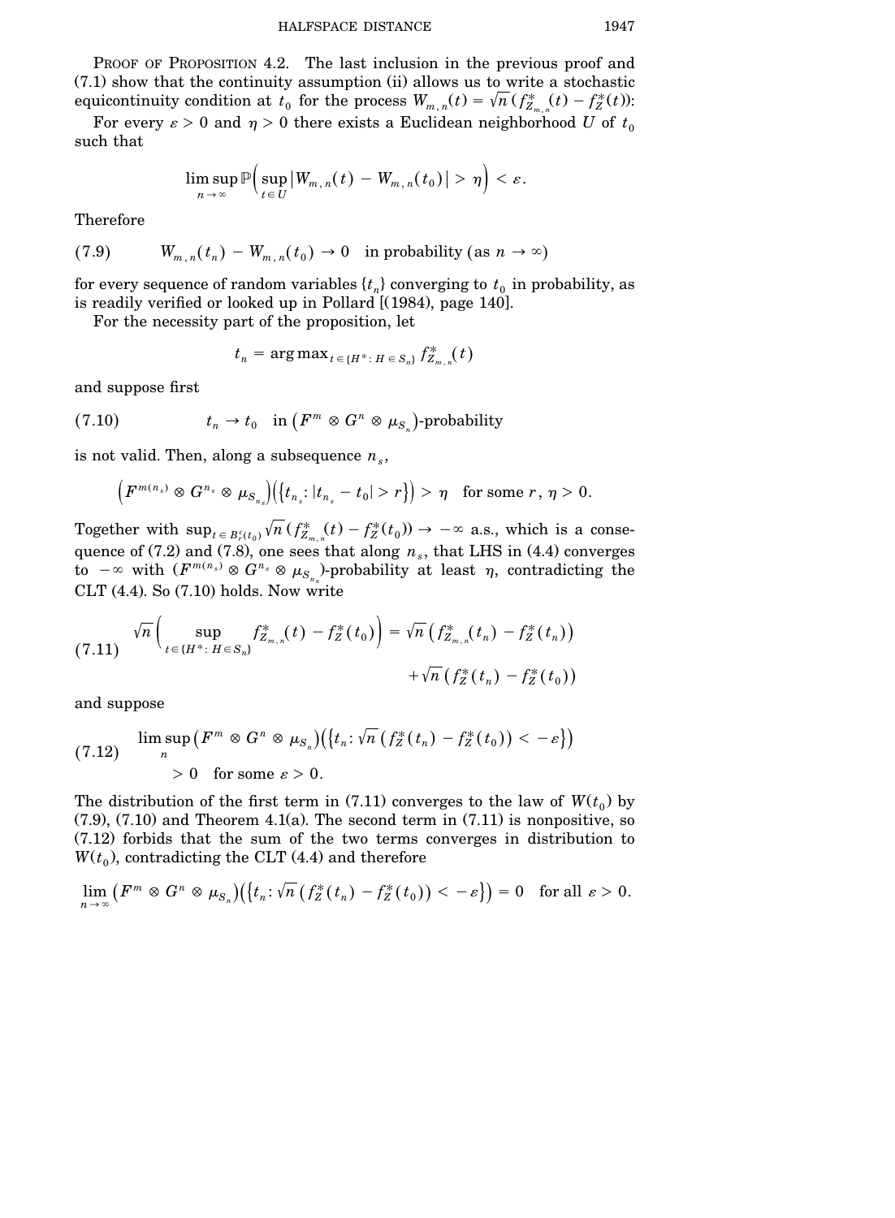PROOF OF PROPOSITION 4.2. The last inclusion in the previous proof and (7.1) show that the continuity assumption (ii) allows us to write a stochastic equicontinuity condition at $t_0$ for the process $W_{m,n}(t) = \sqrt{n}\,(f^*_{Z_{m,n}}(t) - f^*_Z(t))$:

For every $\varepsilon > 0$ and $\eta > 0$ there exists a Euclidean neighborhood $U$ of $t_0$ such that

$$\limsup_{n\to\infty} \mathbb{P}\Big(\sup_{t\in U} |W_{m,n}(t) - W_{m,n}(t_0)| > \eta\Big) < \varepsilon.$$

Therefore

$$W_{m,n}(t_n) - W_{m,n}(t_0) \to 0 \quad \text{in probability (as } n \to \infty) \tag{7.9}$$

for every sequence of random variables $\{t_n\}$ converging to $t_0$ in probability, as is readily verified or looked up in Pollard [(1984), page 140].

For the necessity part of the proposition, let

$$t_n = \arg\max_{t\in\{H^*:\, H\in S_n\}} f^*_{Z_{m,n}}(t)$$

and suppose first

$$t_n \to t_0 \quad \text{in } (F^m \otimes G^n \otimes \mu_{S_n})\text{-probability} \tag{7.10}$$

is not valid. Then, along a subsequence $n_s$,

$$\Big(F^{m(n_s)} \otimes G^{n_s} \otimes \mu_{S_{n_s}}\Big)\Big(\big\{t_{n_s} : |t_{n_s} - t_0| > r\big\}\Big) > \eta \quad \text{for some } r,\, \eta > 0.$$

Together with $\sup_{t\in B^c_r(t_0)} \sqrt{n}\,(f^*_{Z_{m,n}}(t) - f^*_Z(t_0)) \to -\infty$ a.s., which is a consequence of (7.2) and (7.8), one sees that along $n_s$, that LHS in (4.4) converges to $-\infty$ with $(F^{m(n_s)} \otimes G^{n_s} \otimes \mu_{S_{n_s}})$-probability at least $\eta$, contradicting the CLT (4.4). So (7.10) holds. Now write

$$\begin{aligned}
\sqrt{n}\Big(\sup_{t\in\{H^*:\, H\in S_n\}} f^*_{Z_{m,n}}(t) - f^*_Z(t_0)\Big) &= \sqrt{n}\,\big(f^*_{Z_{m,n}}(t_n) - f^*_Z(t_n)\big) \\
&\quad + \sqrt{n}\,\big(f^*_Z(t_n) - f^*_Z(t_0)\big)
\end{aligned} \tag{7.11}$$

and suppose

$$\begin{aligned}
&\limsup_n \big(F^m \otimes G^n \otimes \mu_{S_n}\big)\Big(\big\{t_n : \sqrt{n}\,\big(f^*_Z(t_n) - f^*_Z(t_0)\big) < -\varepsilon\big\}\Big) \\
&\qquad > 0 \quad \text{for some } \varepsilon > 0.
\end{aligned} \tag{7.12}$$

The distribution of the first term in (7.11) converges to the law of $W(t_0)$ by (7.9), (7.10) and Theorem 4.1(a). The second term in (7.11) is nonpositive, so (7.12) forbids that the sum of the two terms converges in distribution to $W(t_0)$, contradicting the CLT (4.4) and therefore

$$\lim_{n\to\infty} \big(F^m \otimes G^n \otimes \mu_{S_n}\big)\Big(\big\{t_n : \sqrt{n}\,\big(f^*_Z(t_n) - f^*_Z(t_0)\big) < -\varepsilon\big\}\Big) = 0 \quad \text{for all } \varepsilon > 0.$$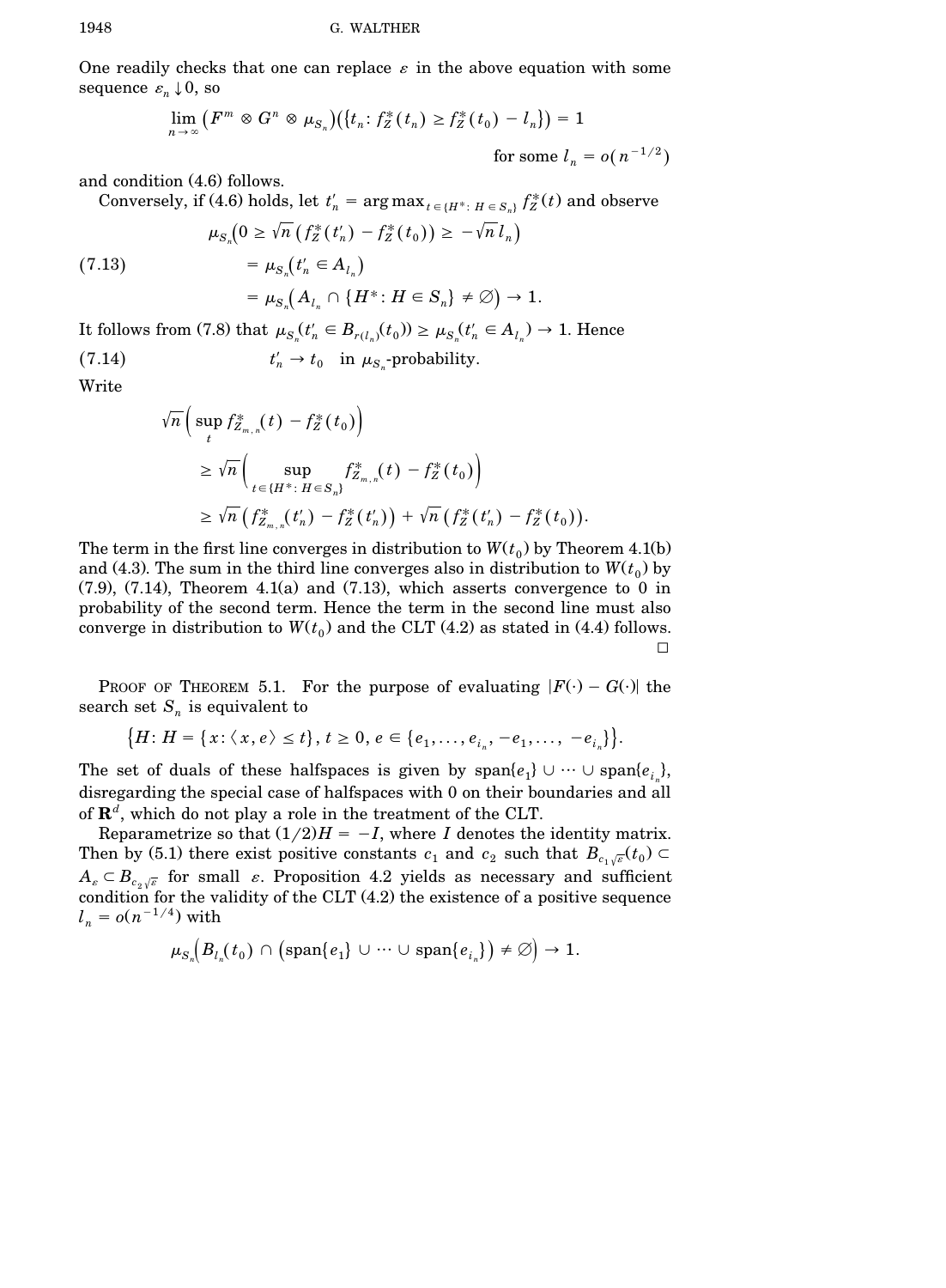One readily checks that one can replace $\varepsilon$ in the above equation with some sequence $\varepsilon_n \downarrow 0$, so

$$\lim_{n\to\infty} \left(F^m \otimes G^n \otimes \mu_{S_n}\right)\left(\{t_n: f_Z^*(t_n) \geq f_Z^*(t_0) - l_n\}\right) = 1$$

$$\text{for some } l_n = o(n^{-1/2})$$

and condition (4.6) follows.

Conversely, if (4.6) holds, let $t_n' = \arg\max_{t\in\{H^*:\, H\in S_n\}} f_Z^*(t)$ and observe

$$\begin{aligned}
&\mu_{S_n}\left(0 \geq \sqrt{n}\left(f_Z^*(t_n') - f_Z^*(t_0)\right) \geq -\sqrt{n}\, l_n\right)\\
(7.13)\qquad &= \mu_{S_n}\left(t_n' \in A_{l_n}\right)\\
&= \mu_{S_n}\left(A_{l_n} \cap \{H^*: H \in S_n\} \neq \varnothing\right) \to 1.
\end{aligned}$$

It follows from (7.8) that $\mu_{S_n}(t_n' \in B_{r(l_n)}(t_0)) \geq \mu_{S_n}(t_n' \in A_{l_n}) \to 1$. Hence

$$(7.14)\qquad t_n' \to t_0 \quad \text{in } \mu_{S_n}\text{-probability.}$$

Write

$$\begin{aligned}
&\sqrt{n}\left(\sup_t f_{Z_{m,n}}^*(t) - f_Z^*(t_0)\right)\\
&\quad \geq \sqrt{n}\left(\sup_{t\in\{H^*:\, H\in S_n\}} f_{Z_{m,n}}^*(t) - f_Z^*(t_0)\right)\\
&\quad \geq \sqrt{n}\left(f_{Z_{m,n}}^*(t_n') - f_Z^*(t_n')\right) + \sqrt{n}\left(f_Z^*(t_n') - f_Z^*(t_0)\right).
\end{aligned}$$

The term in the first line converges in distribution to $W(t_0)$ by Theorem 4.1(b) and (4.3). The sum in the third line converges also in distribution to $W(t_0)$ by (7.9), (7.14), Theorem 4.1(a) and (7.13), which asserts convergence to 0 in probability of the second term. Hence the term in the second line must also converge in distribution to $W(t_0)$ and the CLT (4.2) as stated in (4.4) follows. □

PROOF OF THEOREM 5.1. For the purpose of evaluating $|F(\cdot) - G(\cdot)|$ the search set $S_n$ is equivalent to

$$\left\{H: H = \{x: \langle x, e\rangle \leq t\},\, t \geq 0,\, e \in \{e_1, \dots, e_{i_n}, -e_1, \dots, -e_{i_n}\}\right\}.$$

The set of duals of these halfspaces is given by $\text{span}\{e_1\} \cup \cdots \cup \text{span}\{e_{i_n}\}$, disregarding the special case of halfspaces with 0 on their boundaries and all of $\mathbf{R}^d$, which do not play a role in the treatment of the CLT.

Reparametrize so that $(1/2)H = -I$, where $I$ denotes the identity matrix. Then by (5.1) there exist positive constants $c_1$ and $c_2$ such that $B_{c_1\sqrt{\varepsilon}}(t_0) \subset A_\varepsilon \subset B_{c_2\sqrt{\varepsilon}}$ for small $\varepsilon$. Proposition 4.2 yields as necessary and sufficient condition for the validity of the CLT (4.2) the existence of a positive sequence $l_n = o(n^{-1/4})$ with

$$\mu_{S_n}\left(B_{l_n}(t_0) \cap \left(\text{span}\{e_1\} \cup \cdots \cup \text{span}\{e_{i_n}\}\right) \neq \varnothing\right) \to 1.$$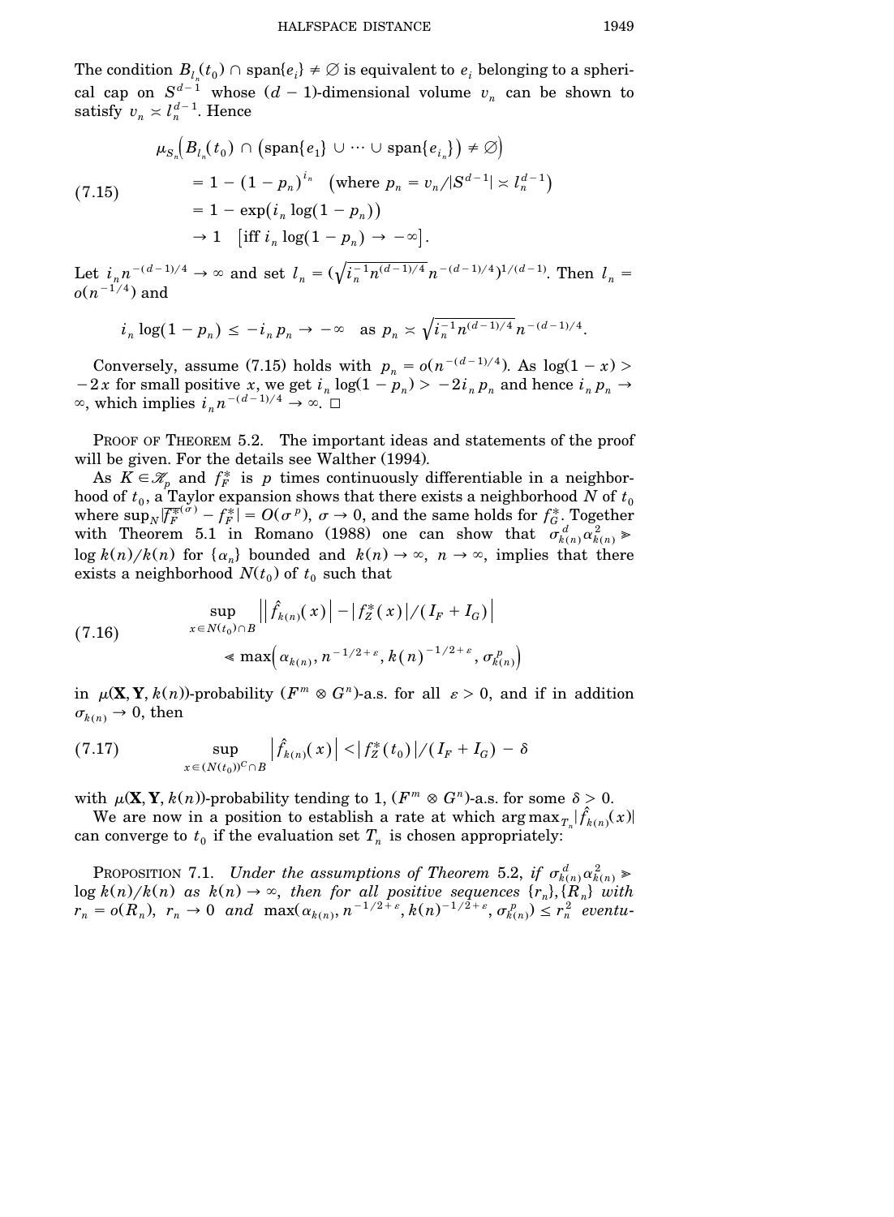The condition $B_{l_n}(t_0) \cap \operatorname{span}\{e_i\} \neq \emptyset$ is equivalent to $e_i$ belonging to a spherical cap on $S^{d-1}$ whose $(d-1)$-dimensional volume $v_n$ can be shown to satisfy $v_n \asymp l_n^{d-1}$. Hence

$$
\begin{aligned}
&\mu_{S_n}\Big(B_{l_n}(t_0) \cap \big(\operatorname{span}\{e_1\} \cup \cdots \cup \operatorname{span}\{e_{i_n}\}\big) \neq \emptyset\Big) \\
&\quad = 1 - (1-p_n)^{i_n} \quad \big(\text{where } p_n = v_n / |S^{d-1}| \asymp l_n^{d-1}\big) \\
&\quad = 1 - \exp\big(i_n \log(1-p_n)\big) \\
&\quad \to 1 \quad \big[\text{iff } i_n \log(1-p_n) \to -\infty\big].
\end{aligned} \tag{7.15}
$$

Let $i_n n^{-(d-1)/4} \to \infty$ and set $l_n = \big(\sqrt{i_n^{-1} n^{(d-1)/4}}\, n^{-(d-1)/4}\big)^{1/(d-1)}$. Then $l_n = o(n^{-1/4})$ and

$$
i_n \log(1-p_n) \le -i_n p_n \to -\infty \quad \text{as } p_n \asymp \sqrt{i_n^{-1} n^{(d-1)/4}}\, n^{-(d-1)/4}.
$$

Conversely, assume (7.15) holds with $p_n = o(n^{-(d-1)/4})$. As $\log(1-x) > -2x$ for small positive $x$, we get $i_n \log(1-p_n) > -2 i_n p_n$ and hence $i_n p_n \to \infty$, which implies $i_n n^{-(d-1)/4} \to \infty$. $\square$

PROOF OF THEOREM 5.2. The important ideas and statements of the proof will be given. For the details see Walther (1994).

As $K \in \mathscr{K}_p$ and $f_F^*$ is $p$ times continuously differentiable in a neighborhood of $t_0$, a Taylor expansion shows that there exists a neighborhood $N$ of $t_0$ where $\sup_N |\overline{f_F^*}^{(\sigma)} - f_F^*| = O(\sigma^p)$, $\sigma \to 0$, and the same holds for $f_G^*$. Together with Theorem 5.1 in Romano (1988) one can show that $\sigma_{k(n)}^d \alpha_{k(n)}^2 \gg \log k(n)/k(n)$ for $\{\alpha_n\}$ bounded and $k(n) \to \infty$, $n \to \infty$, implies that there exists a neighborhood $N(t_0)$ of $t_0$ such that

$$
\sup_{x \in N(t_0) \cap B} \Big| \big|\hat{f}_{k(n)}(x)\big| - \big|f_Z^*(x)\big| / (I_F + I_G) \Big| \ll \max\Big(\alpha_{k(n)}, n^{-1/2+\varepsilon}, k(n)^{-1/2+\varepsilon}, \sigma_{k(n)}^p\Big) \tag{7.16}
$$

in $\mu(\mathbf{X}, \mathbf{Y}, k(n))$-probability $(F^m \otimes G^n)$-a.s. for all $\varepsilon > 0$, and if in addition $\sigma_{k(n)} \to 0$, then

$$
\sup_{x \in (N(t_0))^C \cap B} \big|\hat{f}_{k(n)}(x)\big| < \big|f_Z^*(t_0)\big| / (I_F + I_G) - \delta \tag{7.17}
$$

with $\mu(\mathbf{X}, \mathbf{Y}, k(n))$-probability tending to 1, $(F^m \otimes G^n)$-a.s. for some $\delta > 0$.

We are now in a position to establish a rate at which $\arg\max_{T_n} |\hat{f}_{k(n)}(x)|$ can converge to $t_0$ if the evaluation set $T_n$ is chosen appropriately:

PROPOSITION 7.1. *Under the assumptions of Theorem* 5.2, *if* $\sigma_{k(n)}^d \alpha_{k(n)}^2 \gg \log k(n)/k(n)$ *as* $k(n) \to \infty$, *then for all positive sequences* $\{r_n\}, \{R_n\}$ *with* $r_n = o(R_n)$, $r_n \to 0$ *and* $\max(\alpha_{k(n)}, n^{-1/2+\varepsilon}, k(n)^{-1/2+\varepsilon}, \sigma_{k(n)}^p) \le r_n^2$ *eventu-*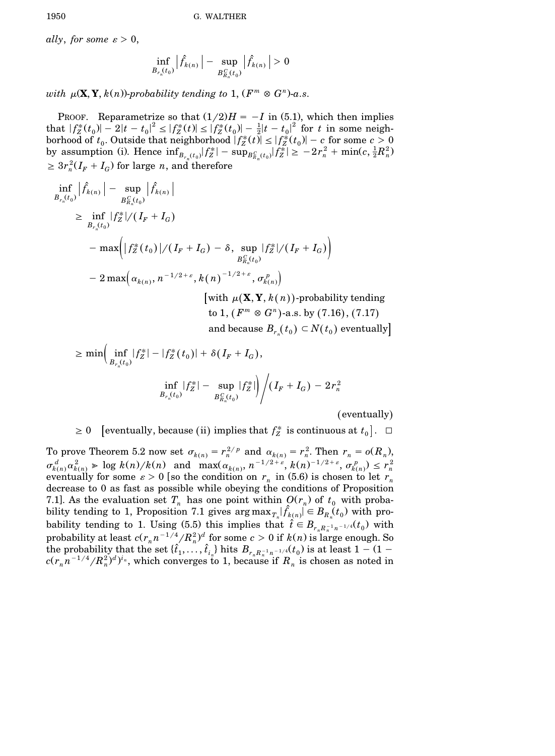*ally, for some* $\varepsilon > 0$,

$$\inf_{B_{r_n}(t_0)} \left|\hat{f}_{k(n)}\right| - \sup_{B^C_{R_n}(t_0)} \left|\hat{f}_{k(n)}\right| > 0$$

*with* $\mu(\mathbf{X}, \mathbf{Y}, k(n))$*-probability tending to* 1, $(F^m \otimes G^n)$*-a.s.*

PROOF. Reparametrize so that $(1/2)H = -I$ in (5.1), which then implies that $|f_Z^*(t_0)| - 2|t - t_0|^2 \le |f_Z^*(t)| \le |f_Z^*(t_0)| - \frac{1}{2}|t - t_0|^2$ for $t$ in some neighborhood of $t_0$. Outside that neighborhood $|f_Z^*(t)| \le |f_Z^*(t_0)| - c$ for some $c > 0$ by assumption (i). Hence $\inf_{B_{r_n}(t_0)}|f_Z^*| - \sup_{B^C_{R_n}(t_0)}|f_Z^*| \ge -2r_n^2 + \min(c, \frac{1}{2}R_n^2) \ge 3r_n^2(I_F + I_G)$ for large $n$, and therefore

$$
\begin{aligned}
&\inf_{B_{r_n}(t_0)} \left|\hat{f}_{k(n)}\right| - \sup_{B^C_{R_n}(t_0)} \left|\hat{f}_{k(n)}\right| \\
&\quad \ge \inf_{B_{r_n}(t_0)} |f_Z^*|/(I_F + I_G) \\
&\qquad - \max\Big(|f_Z^*(t_0)|/(I_F + I_G) - \delta,\ \sup_{B^C_{R_n}(t_0)} |f_Z^*|/(I_F + I_G)\Big) \\
&\qquad - 2\max\Big(\alpha_{k(n)}, n^{-1/2+\varepsilon}, k(n)^{-1/2+\varepsilon}, \sigma^p_{k(n)}\Big) \\
&\qquad\qquad \Big[\text{with } \mu(\mathbf{X}, \mathbf{Y}, k(n))\text{-probability tending to 1, } (F^m \otimes G^n)\text{-a.s. by (7.16), (7.17) and because } B_{r_n}(t_0) \subset N(t_0) \text{ eventually}\Big] \\
&\quad \ge \min\Big(\inf_{B_{r_n}(t_0)} |f_Z^*| - |f_Z^*(t_0)| + \delta(I_F + I_G), \\
&\qquad\qquad \inf_{B_{r_n}(t_0)} |f_Z^*| - \sup_{B^C_{R_n}(t_0)} |f_Z^*|\Big) \Big/ (I_F + I_G) - 2r_n^2 \qquad \text{(eventually)} \\
&\quad \ge 0 \quad \big[\text{eventually, because (ii) implies that } f_Z^* \text{ is continuous at } t_0\big]. \quad \square
\end{aligned}
$$

To prove Theorem 5.2 now set $\sigma_{k(n)} = r_n^{2/p}$ and $\alpha_{k(n)} = r_n^2$. Then $r_n = o(R_n)$, $\sigma^d_{k(n)}\alpha^2_{k(n)} \gg \log k(n)/k(n)$ and $\max(\alpha_{k(n)}, n^{-1/2+\varepsilon}, k(n)^{-1/2+\varepsilon}, \sigma^p_{k(n)}) \le r_n^2$ eventually for some $\varepsilon > 0$ [so the condition on $r_n$ in (5.6) is chosen to let $r_n$ decrease to 0 as fast as possible while obeying the conditions of Proposition 7.1]. As the evaluation set $T_n$ has one point within $O(r_n)$ of $t_0$ with probability tending to 1, Proposition 7.1 gives $\arg\max_{T_n}|\hat{f}_{k(n)}| \in B_{R_n}(t_0)$ with probability tending to 1. Using (5.5) this implies that $\hat{t} \in B_{r_n R_n^{-1} n^{-1/4}}(t_0)$ with probability at least $c(r_n n^{-1/4}/R_n^2)^d$ for some $c > 0$ if $k(n)$ is large enough. So the probability that the set $\{\hat{t}_1, \dots, \hat{t}_{i_n}\}$ hits $B_{r_n R_n^{-1} n^{-1/4}}(t_0)$ is at least $1 - (1 - c(r_n n^{-1/4}/R_n^2)^d)^{i_n}$, which converges to 1, because if $R_n$ is chosen as noted in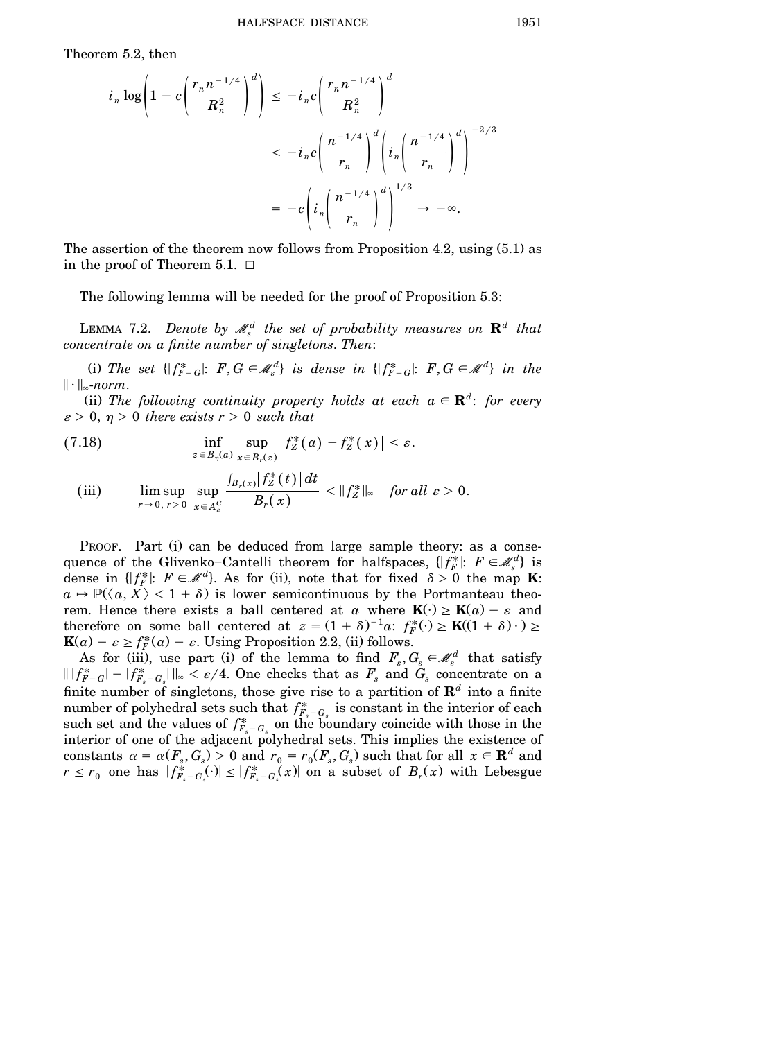Theorem 5.2, then

$$
\begin{aligned}
i_n \log\left(1 - c\left(\frac{r_n n^{-1/4}}{R_n^2}\right)^d\right) &\leq -i_n c\left(\frac{r_n n^{-1/4}}{R_n^2}\right)^d \\
&\leq -i_n c\left(\frac{n^{-1/4}}{r_n}\right)^d \left(i_n\left(\frac{n^{-1/4}}{r_n}\right)^d\right)^{-2/3} \\
&= -c\left(i_n\left(\frac{n^{-1/4}}{r_n}\right)^d\right)^{1/3} \to -\infty.
\end{aligned}
$$

The assertion of the theorem now follows from Proposition 4.2, using (5.1) as in the proof of Theorem 5.1. $\square$

The following lemma will be needed for the proof of Proposition 5.3:

LEMMA 7.2. *Denote by* $\mathscr{M}_s^d$ *the set of probability measures on* $\mathbf{R}^d$ *that concentrate on a finite number of singletons. Then*:

(i) *The set* $\{|f_{F-G}^*|\colon F, G \in \mathscr{M}_s^d\}$ *is dense in* $\{|f_{F-G}^*|\colon F, G \in \mathscr{M}^d\}$ *in the* $\|\cdot\|_\infty$*-norm.*

(ii) *The following continuity property holds at each* $a \in \mathbf{R}^d$: *for every* $\varepsilon > 0$, $\eta > 0$ *there exists* $r > 0$ *such that*

$$
\inf_{z \in B_\eta(a)} \sup_{x \in B_r(z)} |f_Z^*(a) - f_Z^*(x)| \leq \varepsilon. \tag{7.18}
$$

(iii) $$\limsup_{r \to 0,\, r > 0} \sup_{x \in A_\varepsilon^C} \frac{\int_{B_r(x)} |f_Z^*(t)|\, dt}{|B_r(x)|} < \|f_Z^*\|_\infty \quad \textit{for all } \varepsilon > 0.$$

PROOF. Part (i) can be deduced from large sample theory: as a consequence of the Glivenko–Cantelli theorem for halfspaces, $\{|f_F^*|\colon F \in \mathscr{M}_s^d\}$ is dense in $\{|f_F^*|\colon F \in \mathscr{M}^d\}$. As for (ii), note that for fixed $\delta > 0$ the map $\mathbf{K}$: $a \mapsto \mathbb{P}(\langle a, X\rangle < 1 + \delta)$ is lower semicontinuous by the Portmanteau theorem. Hence there exists a ball centered at $a$ where $\mathbf{K}(\cdot) \geq \mathbf{K}(a) - \varepsilon$ and therefore on some ball centered at $z = (1+\delta)^{-1}a$: $f_F^*(\cdot) \geq \mathbf{K}((1+\delta)\cdot) \geq \mathbf{K}(a) - \varepsilon \geq f_F^*(a) - \varepsilon$. Using Proposition 2.2, (ii) follows.

As for (iii), use part (i) of the lemma to find $F_s, G_s \in \mathscr{M}_s^d$ that satisfy $\| |f_{F-G}^*| - |f_{F_s-G_s}^*| \|_\infty < \varepsilon/4$. One checks that as $F_s$ and $G_s$ concentrate on a finite number of singletons, those give rise to a partition of $\mathbf{R}^d$ into a finite number of polyhedral sets such that $f_{F_s-G_s}^*$ is constant in the interior of each such set and the values of $f_{F_s-G_s}^*$ on the boundary coincide with those in the interior of one of the adjacent polyhedral sets. This implies the existence of constants $\alpha = \alpha(F_s, G_s) > 0$ and $r_0 = r_0(F_s, G_s)$ such that for all $x \in \mathbf{R}^d$ and $r \leq r_0$ one has $|f_{F_s-G_s}^*(\cdot)| \leq |f_{F_s-G_s}^*(x)|$ on a subset of $B_r(x)$ with Lebesgue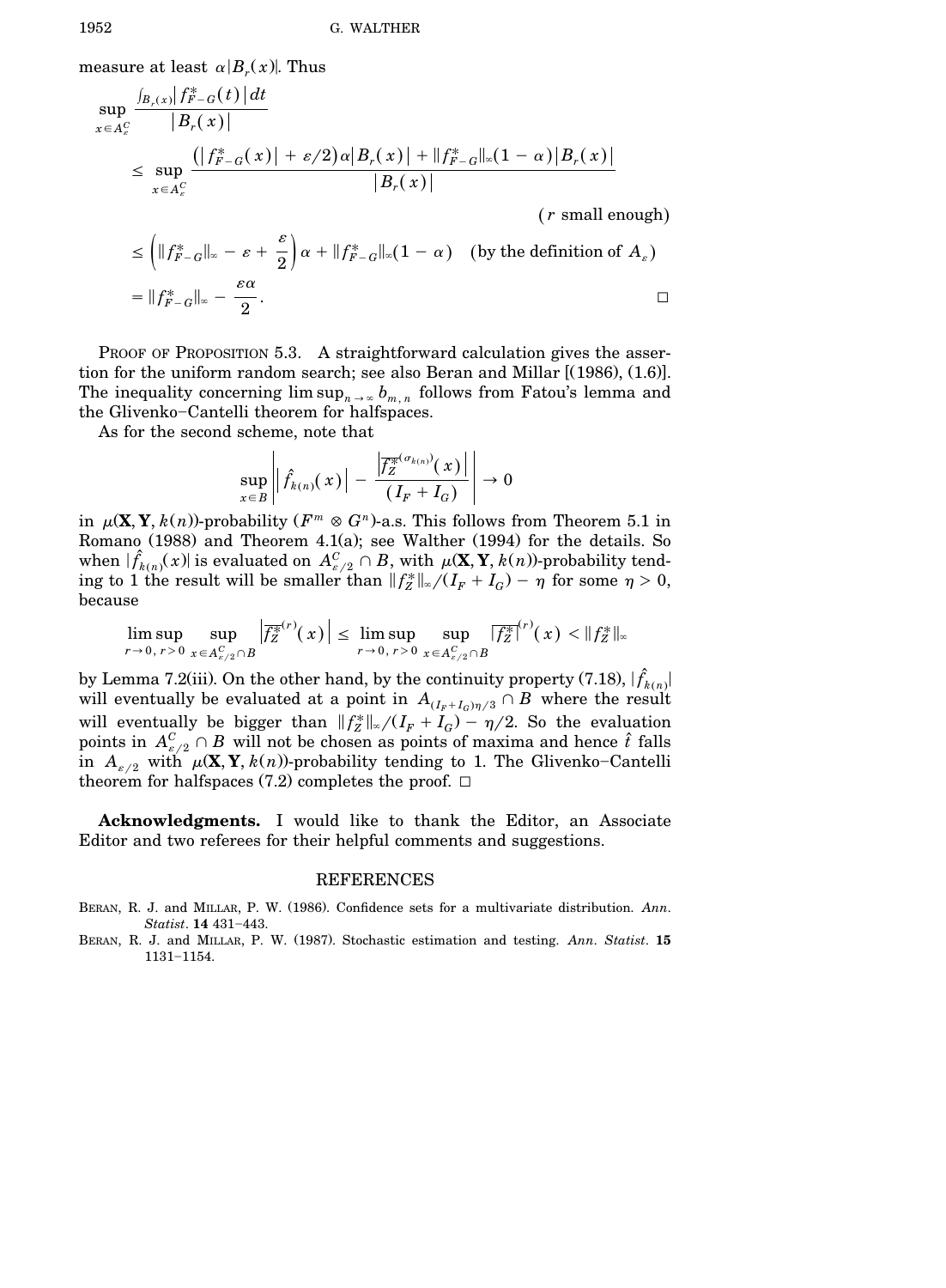measure at least $\alpha|B_r(x)|$. Thus

$$
\begin{aligned}
\sup_{x \in A_\varepsilon^C} & \frac{\int_{B_r(x)} |f_{F-G}^*(t)|\,dt}{|B_r(x)|} \\
&\leq \sup_{x \in A_\varepsilon^C} \frac{(|f_{F-G}^*(x)| + \varepsilon/2)\alpha|B_r(x)| + \|f_{F-G}^*\|_\infty(1-\alpha)|B_r(x)|}{|B_r(x)|} \\
&\hspace{22em} (r \text{ small enough}) \\
&\leq \left(\|f_{F-G}^*\|_\infty - \varepsilon + \frac{\varepsilon}{2}\right)\alpha + \|f_{F-G}^*\|_\infty(1-\alpha) \quad (\text{by the definition of } A_\varepsilon) \\
&= \|f_{F-G}^*\|_\infty - \frac{\varepsilon\alpha}{2}. \qquad \square
\end{aligned}
$$

PROOF OF PROPOSITION 5.3. A straightforward calculation gives the assertion for the uniform random search; see also Beran and Millar [(1986), (1.6)]. The inequality concerning $\limsup_{n\to\infty} b_{m,n}$ follows from Fatou's lemma and the Glivenko–Cantelli theorem for halfspaces.

As for the second scheme, note that

$$
\sup_{x \in B} \left| |\hat{f}_{k(n)}(x)| - \frac{\left|\overline{f_Z^*}^{(\sigma_{k(n)})}(x)\right|}{(I_F + I_G)} \right| \to 0
$$

in $\mu(\mathbf{X}, \mathbf{Y}, k(n))$-probability ($F^m \otimes G^n$)-a.s. This follows from Theorem 5.1 in Romano (1988) and Theorem 4.1(a); see Walther (1994) for the details. So when $|\hat{f}_{k(n)}(x)|$ is evaluated on $A_{\varepsilon/2}^C \cap B$, with $\mu(\mathbf{X}, \mathbf{Y}, k(n))$-probability tending to 1 the result will be smaller than $\|f_Z^*\|_\infty/(I_F + I_G) - \eta$ for some $\eta > 0$, because

$$
\limsup_{r\to 0,\, r>0} \sup_{x \in A_{\varepsilon/2}^C \cap B} \left|\overline{f_Z^*}^{(r)}(x)\right| \leq \limsup_{r\to 0,\, r>0} \sup_{x \in A_{\varepsilon/2}^C \cap B} \overline{|f_Z^*|}^{(r)}(x) < \|f_Z^*\|_\infty
$$

by Lemma 7.2(iii). On the other hand, by the continuity property (7.18), $|\hat{f}_{k(n)}|$ will eventually be evaluated at a point in $A_{(I_F+I_G)\eta/3} \cap B$ where the result will eventually be bigger than $\|f_Z^*\|_\infty/(I_F + I_G) - \eta/2$. So the evaluation points in $A_{\varepsilon/2}^C \cap B$ will not be chosen as points of maxima and hence $\hat{t}$ falls in $A_{\varepsilon/2}$ with $\mu(\mathbf{X}, \mathbf{Y}, k(n))$-probability tending to 1. The Glivenko–Cantelli theorem for halfspaces (7.2) completes the proof. $\square$

**Acknowledgments.** I would like to thank the Editor, an Associate Editor and two referees for their helpful comments and suggestions.

## REFERENCES

BERAN, R. J. and MILLAR, P. W. (1986). Confidence sets for a multivariate distribution. *Ann. Statist.* **14** 431–443.

BERAN, R. J. and MILLAR, P. W. (1987). Stochastic estimation and testing. *Ann. Statist.* **15** 1131–1154.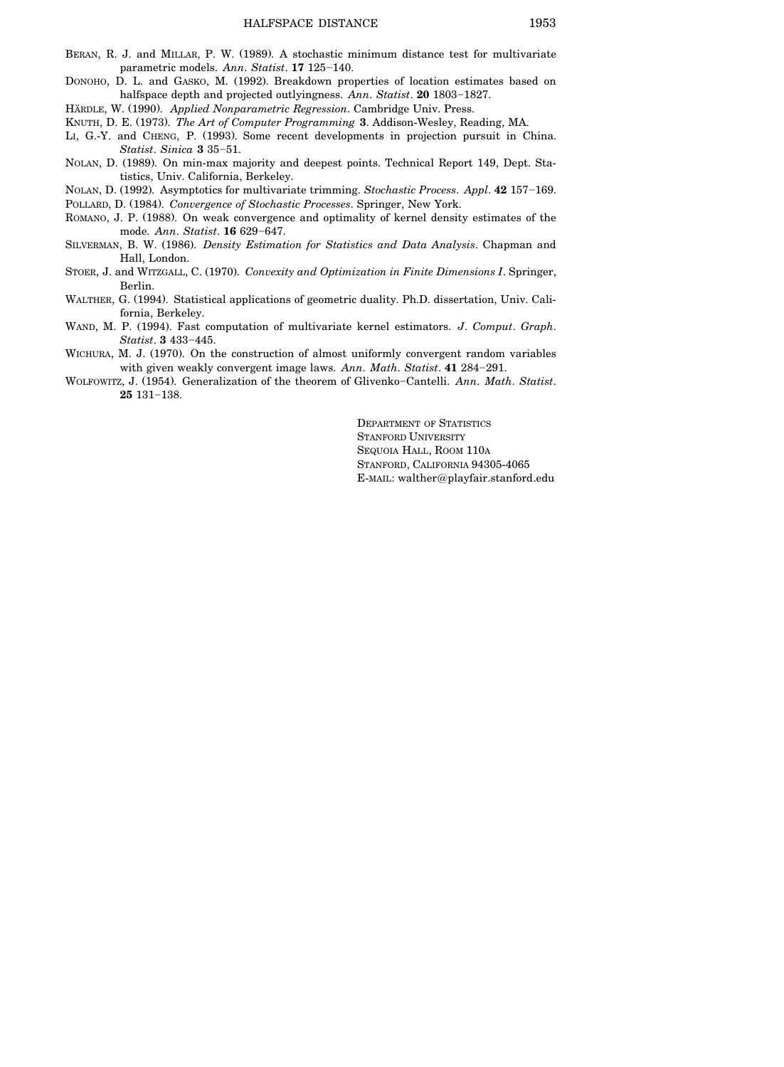BERAN, R. J. and MILLAR, P. W. (1989). A stochastic minimum distance test for multivariate parametric models. *Ann. Statist.* **17** 125–140.

DONOHO, D. L. and GASKO, M. (1992). Breakdown properties of location estimates based on halfspace depth and projected outlyingness. *Ann. Statist.* **20** 1803–1827.

HÄRDLE, W. (1990). *Applied Nonparametric Regression*. Cambridge Univ. Press.

KNUTH, D. E. (1973). *The Art of Computer Programming* **3**. Addison-Wesley, Reading, MA.

LI, G.-Y. and CHENG, P. (1993). Some recent developments in projection pursuit in China. *Statist. Sinica* **3** 35–51.

NOLAN, D. (1989). On min-max majority and deepest points. Technical Report 149, Dept. Statistics, Univ. California, Berkeley.

NOLAN, D. (1992). Asymptotics for multivariate trimming. *Stochastic Process. Appl.* **42** 157–169.

POLLARD, D. (1984). *Convergence of Stochastic Processes*. Springer, New York.

ROMANO, J. P. (1988). On weak convergence and optimality of kernel density estimates of the mode. *Ann. Statist.* **16** 629–647.

SILVERMAN, B. W. (1986). *Density Estimation for Statistics and Data Analysis*. Chapman and Hall, London.

STOER, J. and WITZGALL, C. (1970). *Convexity and Optimization in Finite Dimensions I*. Springer, Berlin.

WALTHER, G. (1994). Statistical applications of geometric duality. Ph.D. dissertation, Univ. California, Berkeley.

WAND, M. P. (1994). Fast computation of multivariate kernel estimators. *J. Comput. Graph. Statist.* **3** 433–445.

WICHURA, M. J. (1970). On the construction of almost uniformly convergent random variables with given weakly convergent image laws. *Ann. Math. Statist.* **41** 284–291.

WOLFOWITZ, J. (1954). Generalization of the theorem of Glivenko–Cantelli. *Ann. Math. Statist.* **25** 131–138.

DEPARTMENT OF STATISTICS
STANFORD UNIVERSITY
SEQUOIA HALL, ROOM 110A
STANFORD, CALIFORNIA 94305-4065
E-MAIL: walther@playfair.stanford.edu